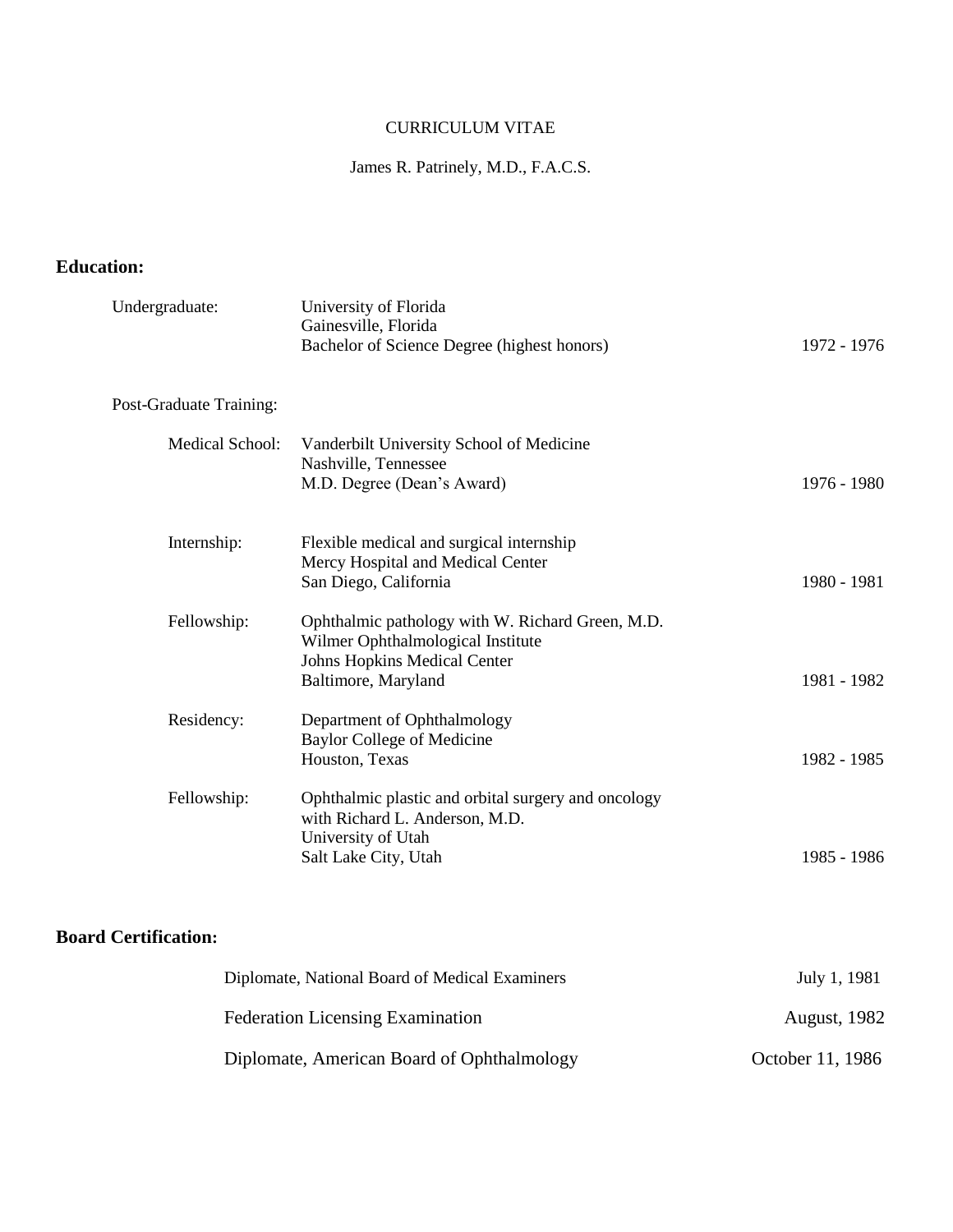# CURRICULUM VITAE

James R. Patrinely, M.D., F.A.C.S.

## Education:

**Undergraduate:**

University of Florida
Gainesville, Florida
Bachelor of Science Degree (highest honors) — 1972 - 1976

**Post-Graduate Training:**

Medical School:

Vanderbilt University School of Medicine
Nashville, Tennessee
M.D. Degree (Dean's Award) — 1976 - 1980

Internship:

Flexible medical and surgical internship
Mercy Hospital and Medical Center
San Diego, California — 1980 - 1981

Fellowship:

Ophthalmic pathology with W. Richard Green, M.D.
Wilmer Ophthalmological Institute
Johns Hopkins Medical Center
Baltimore, Maryland — 1981 - 1982

Residency:

Department of Ophthalmology
Baylor College of Medicine
Houston, Texas — 1982 - 1985

Fellowship:

Ophthalmic plastic and orbital surgery and oncology
with Richard L. Anderson, M.D.
University of Utah
Salt Lake City, Utah — 1985 - 1986

## Board Certification:

Diplomate, National Board of Medical Examiners — July 1, 1981

Federation Licensing Examination — August, 1982

Diplomate, American Board of Ophthalmology — October 11, 1986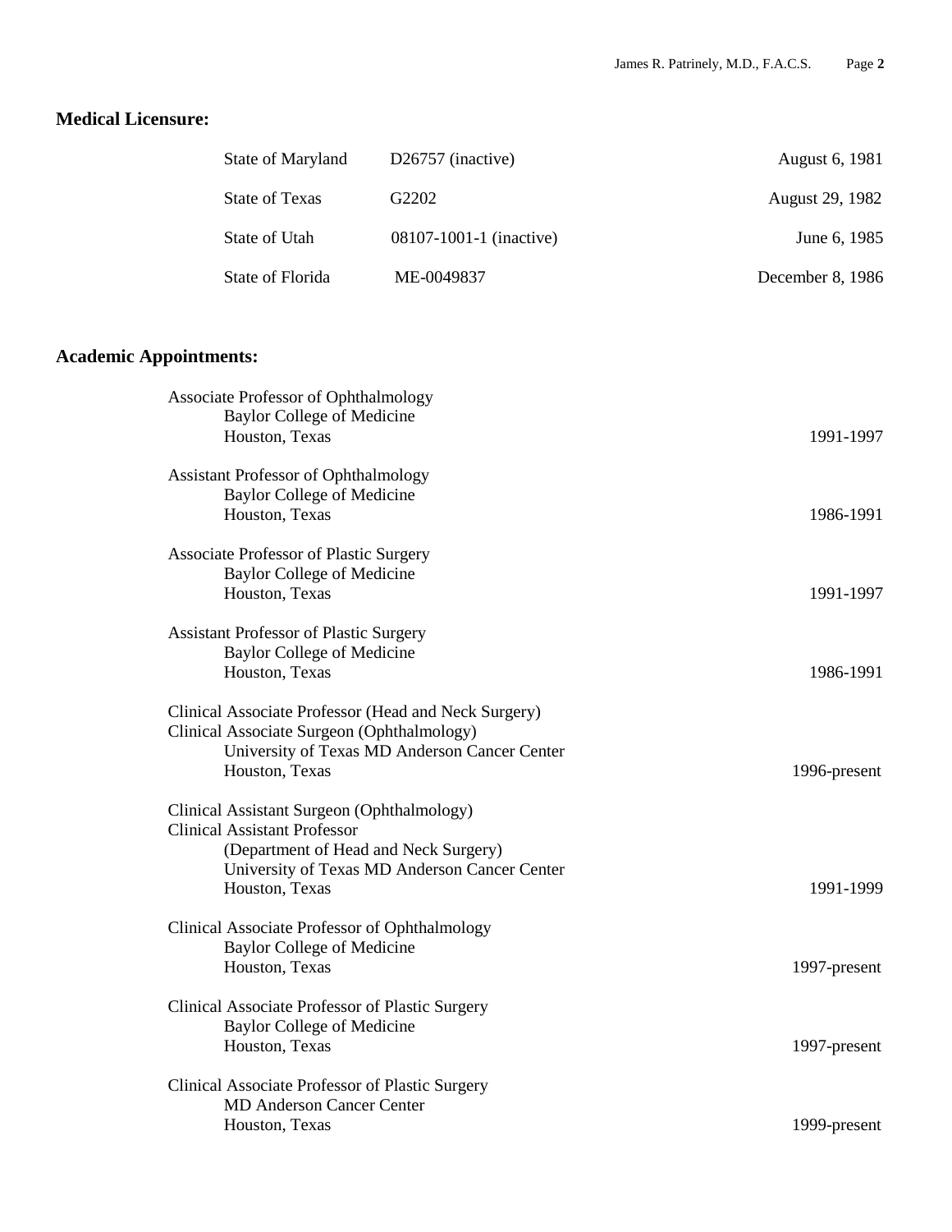## Medical Licensure:

| | | |
|---|---|---|
| State of Maryland | D26757 (inactive) | August 6, 1981 |
| State of Texas | G2202 | August 29, 1982 |
| State of Utah | 08107-1001-1 (inactive) | June 6, 1985 |
| State of Florida | ME-0049837 | December 8, 1986 |

## Academic Appointments:

Associate Professor of Ophthalmology
Baylor College of Medicine
Houston, Texas — 1991-1997

Assistant Professor of Ophthalmology
Baylor College of Medicine
Houston, Texas — 1986-1991

Associate Professor of Plastic Surgery
Baylor College of Medicine
Houston, Texas — 1991-1997

Assistant Professor of Plastic Surgery
Baylor College of Medicine
Houston, Texas — 1986-1991

Clinical Associate Professor (Head and Neck Surgery)
Clinical Associate Surgeon (Ophthalmology)
University of Texas MD Anderson Cancer Center
Houston, Texas — 1996-present

Clinical Assistant Surgeon (Ophthalmology)
Clinical Assistant Professor
(Department of Head and Neck Surgery)
University of Texas MD Anderson Cancer Center
Houston, Texas — 1991-1999

Clinical Associate Professor of Ophthalmology
Baylor College of Medicine
Houston, Texas — 1997-present

Clinical Associate Professor of Plastic Surgery
Baylor College of Medicine
Houston, Texas — 1997-present

Clinical Associate Professor of Plastic Surgery
MD Anderson Cancer Center
Houston, Texas — 1999-present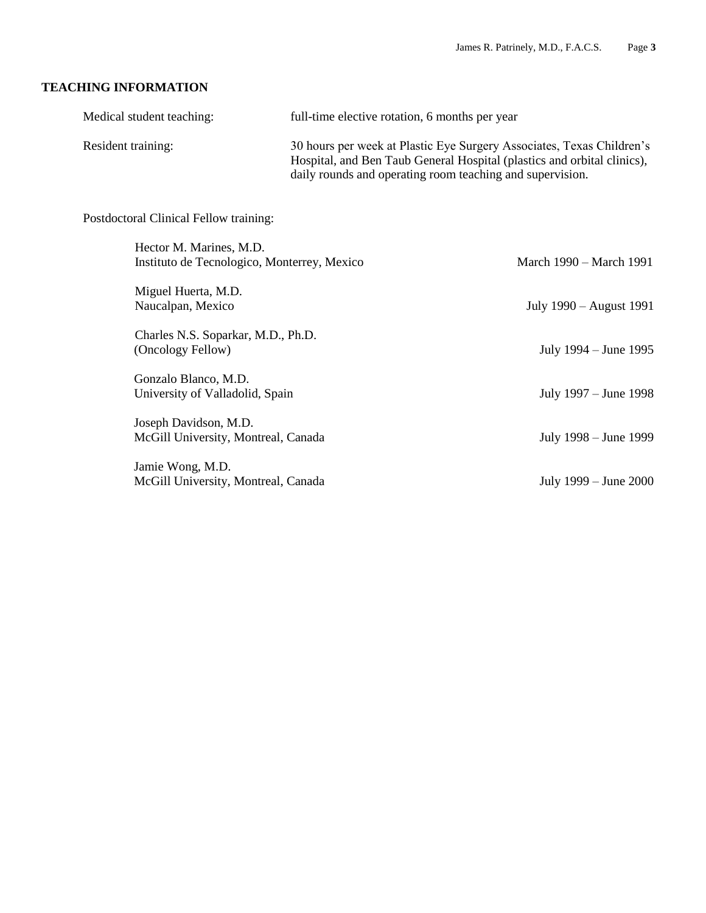## TEACHING INFORMATION

**Medical student teaching:** full-time elective rotation, 6 months per year

**Resident training:** 30 hours per week at Plastic Eye Surgery Associates, Texas Children's Hospital, and Ben Taub General Hospital (plastics and orbital clinics), daily rounds and operating room teaching and supervision.

### Postdoctoral Clinical Fellow training:

| Fellow | Dates |
|---|---|
| Hector M. Marines, M.D.<br>Instituto de Tecnologico, Monterrey, Mexico | March 1990 – March 1991 |
| Miguel Huerta, M.D.<br>Naucalpan, Mexico | July 1990 – August 1991 |
| Charles N.S. Soparkar, M.D., Ph.D.<br>(Oncology Fellow) | July 1994 – June 1995 |
| Gonzalo Blanco, M.D.<br>University of Valladolid, Spain | July 1997 – June 1998 |
| Joseph Davidson, M.D.<br>McGill University, Montreal, Canada | July 1998 – June 1999 |
| Jamie Wong, M.D.<br>McGill University, Montreal, Canada | July 1999 – June 2000 |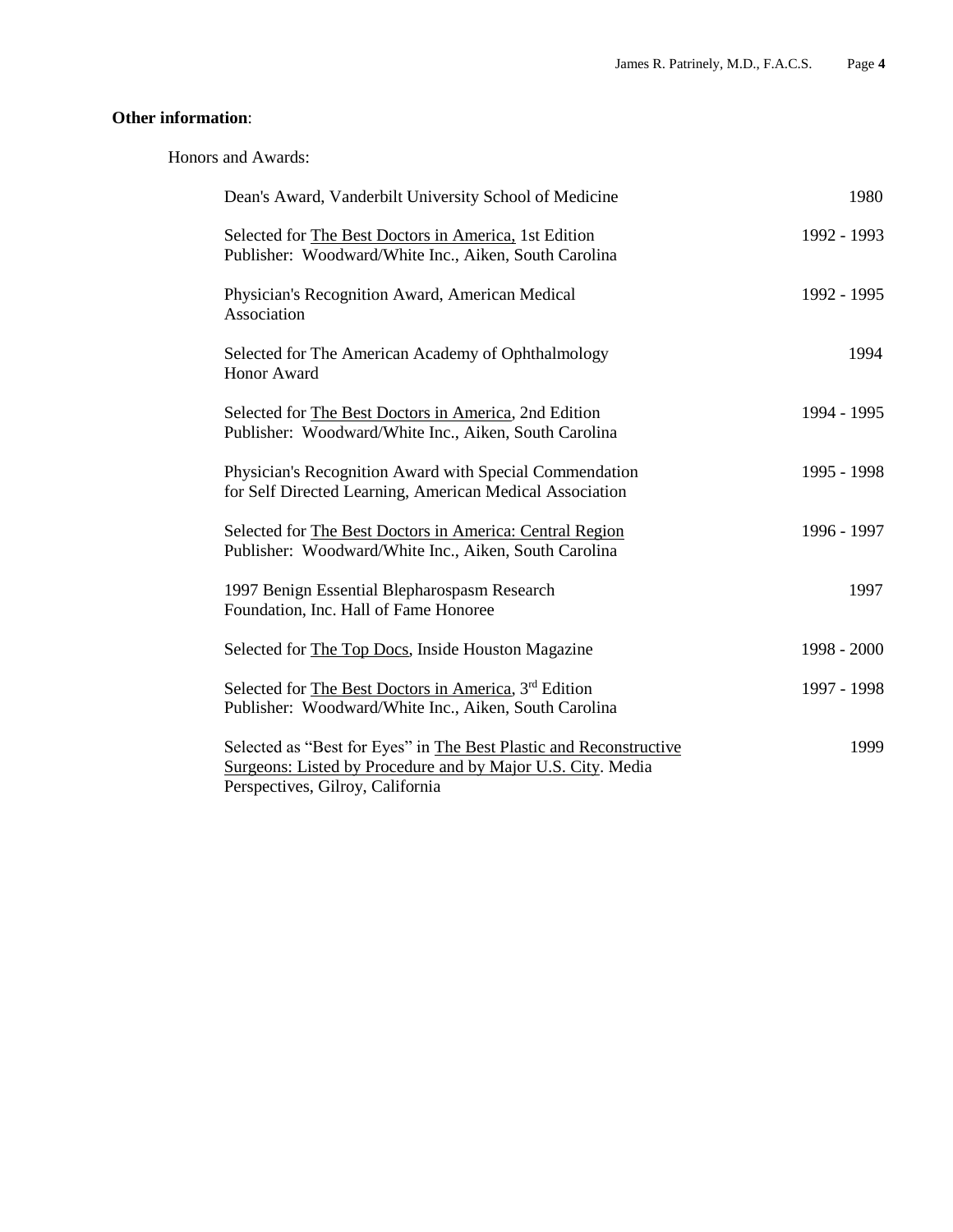**Other information**:

Honors and Awards:

| Award | Year |
|---|---|
| Dean's Award, Vanderbilt University School of Medicine | 1980 |
| Selected for The Best Doctors in America, 1st Edition<br>Publisher: Woodward/White Inc., Aiken, South Carolina | 1992 - 1993 |
| Physician's Recognition Award, American Medical Association | 1992 - 1995 |
| Selected for The American Academy of Ophthalmology Honor Award | 1994 |
| Selected for The Best Doctors in America, 2nd Edition<br>Publisher: Woodward/White Inc., Aiken, South Carolina | 1994 - 1995 |
| Physician's Recognition Award with Special Commendation for Self Directed Learning, American Medical Association | 1995 - 1998 |
| Selected for The Best Doctors in America: Central Region<br>Publisher: Woodward/White Inc., Aiken, South Carolina | 1996 - 1997 |
| 1997 Benign Essential Blepharospasm Research Foundation, Inc. Hall of Fame Honoree | 1997 |
| Selected for The Top Docs, Inside Houston Magazine | 1998 - 2000 |
| Selected for The Best Doctors in America, 3rd Edition<br>Publisher: Woodward/White Inc., Aiken, South Carolina | 1997 - 1998 |
| Selected as "Best for Eyes" in The Best Plastic and Reconstructive Surgeons: Listed by Procedure and by Major U.S. City. Media Perspectives, Gilroy, California | 1999 |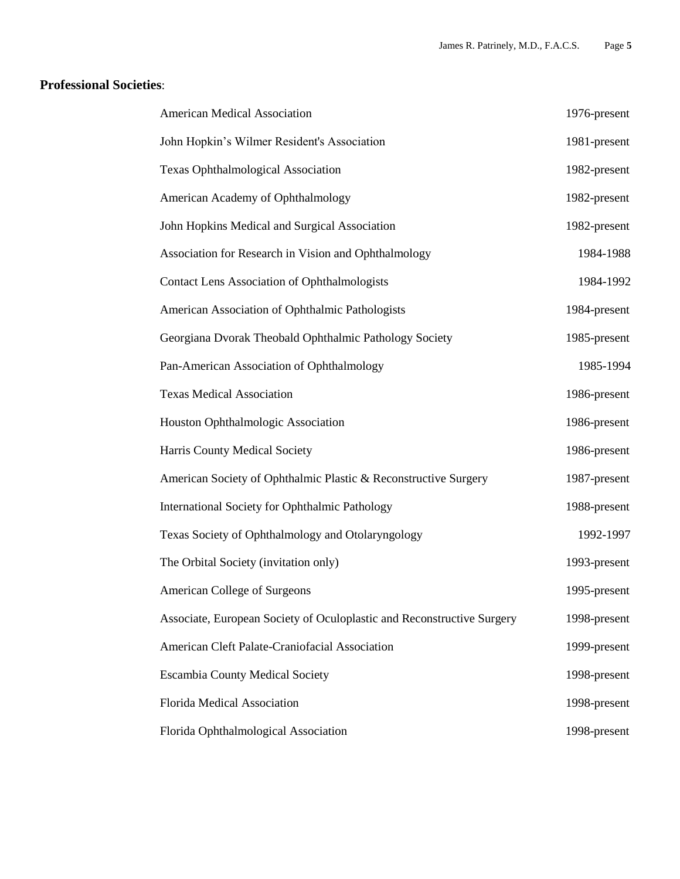**Professional Societies**:

| | |
|---|---|
| American Medical Association | 1976-present |
| John Hopkin's Wilmer Resident's Association | 1981-present |
| Texas Ophthalmological Association | 1982-present |
| American Academy of Ophthalmology | 1982-present |
| John Hopkins Medical and Surgical Association | 1982-present |
| Association for Research in Vision and Ophthalmology | 1984-1988 |
| Contact Lens Association of Ophthalmologists | 1984-1992 |
| American Association of Ophthalmic Pathologists | 1984-present |
| Georgiana Dvorak Theobald Ophthalmic Pathology Society | 1985-present |
| Pan-American Association of Ophthalmology | 1985-1994 |
| Texas Medical Association | 1986-present |
| Houston Ophthalmologic Association | 1986-present |
| Harris County Medical Society | 1986-present |
| American Society of Ophthalmic Plastic & Reconstructive Surgery | 1987-present |
| International Society for Ophthalmic Pathology | 1988-present |
| Texas Society of Ophthalmology and Otolaryngology | 1992-1997 |
| The Orbital Society (invitation only) | 1993-present |
| American College of Surgeons | 1995-present |
| Associate, European Society of Oculoplastic and Reconstructive Surgery | 1998-present |
| American Cleft Palate-Craniofacial Association | 1999-present |
| Escambia County Medical Society | 1998-present |
| Florida Medical Association | 1998-present |
| Florida Ophthalmological Association | 1998-present |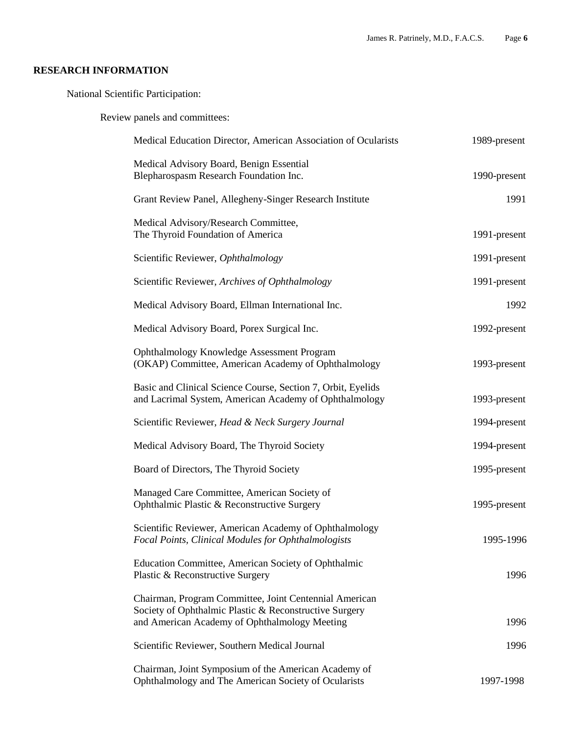## RESEARCH INFORMATION

National Scientific Participation:

Review panels and committees:

| | |
|---|---|
| Medical Education Director, American Association of Ocularists | 1989-present |
| Medical Advisory Board, Benign Essential Blepharospasm Research Foundation Inc. | 1990-present |
| Grant Review Panel, Allegheny-Singer Research Institute | 1991 |
| Medical Advisory/Research Committee, The Thyroid Foundation of America | 1991-present |
| Scientific Reviewer, *Ophthalmology* | 1991-present |
| Scientific Reviewer, *Archives of Ophthalmology* | 1991-present |
| Medical Advisory Board, Ellman International Inc. | 1992 |
| Medical Advisory Board, Porex Surgical Inc. | 1992-present |
| Ophthalmology Knowledge Assessment Program (OKAP) Committee, American Academy of Ophthalmology | 1993-present |
| Basic and Clinical Science Course, Section 7, Orbit, Eyelids and Lacrimal System, American Academy of Ophthalmology | 1993-present |
| Scientific Reviewer, *Head & Neck Surgery Journal* | 1994-present |
| Medical Advisory Board, The Thyroid Society | 1994-present |
| Board of Directors, The Thyroid Society | 1995-present |
| Managed Care Committee, American Society of Ophthalmic Plastic & Reconstructive Surgery | 1995-present |
| Scientific Reviewer, American Academy of Ophthalmology *Focal Points, Clinical Modules for Ophthalmologists* | 1995-1996 |
| Education Committee, American Society of Ophthalmic Plastic & Reconstructive Surgery | 1996 |
| Chairman, Program Committee, Joint Centennial American Society of Ophthalmic Plastic & Reconstructive Surgery and American Academy of Ophthalmology Meeting | 1996 |
| Scientific Reviewer, Southern Medical Journal | 1996 |
| Chairman, Joint Symposium of the American Academy of Ophthalmology and The American Society of Ocularists | 1997-1998 |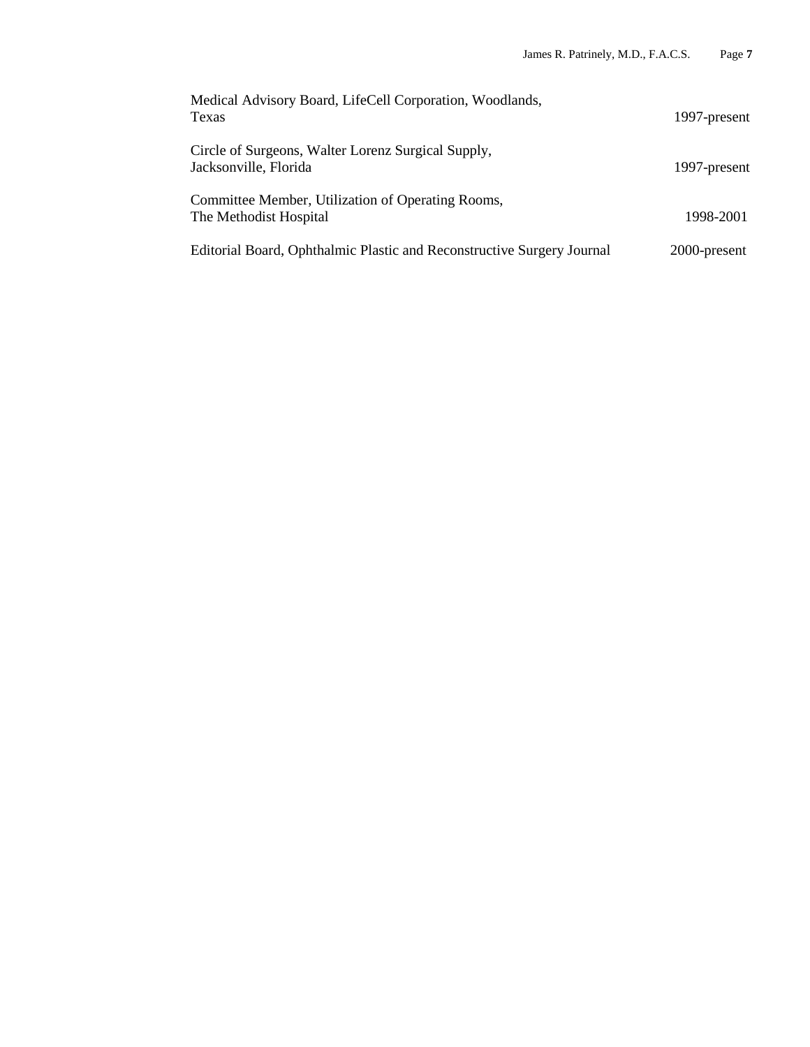Medical Advisory Board, LifeCell Corporation, Woodlands, Texas — 1997-present

Circle of Surgeons, Walter Lorenz Surgical Supply, Jacksonville, Florida — 1997-present

Committee Member, Utilization of Operating Rooms, The Methodist Hospital — 1998-2001

Editorial Board, Ophthalmic Plastic and Reconstructive Surgery Journal — 2000-present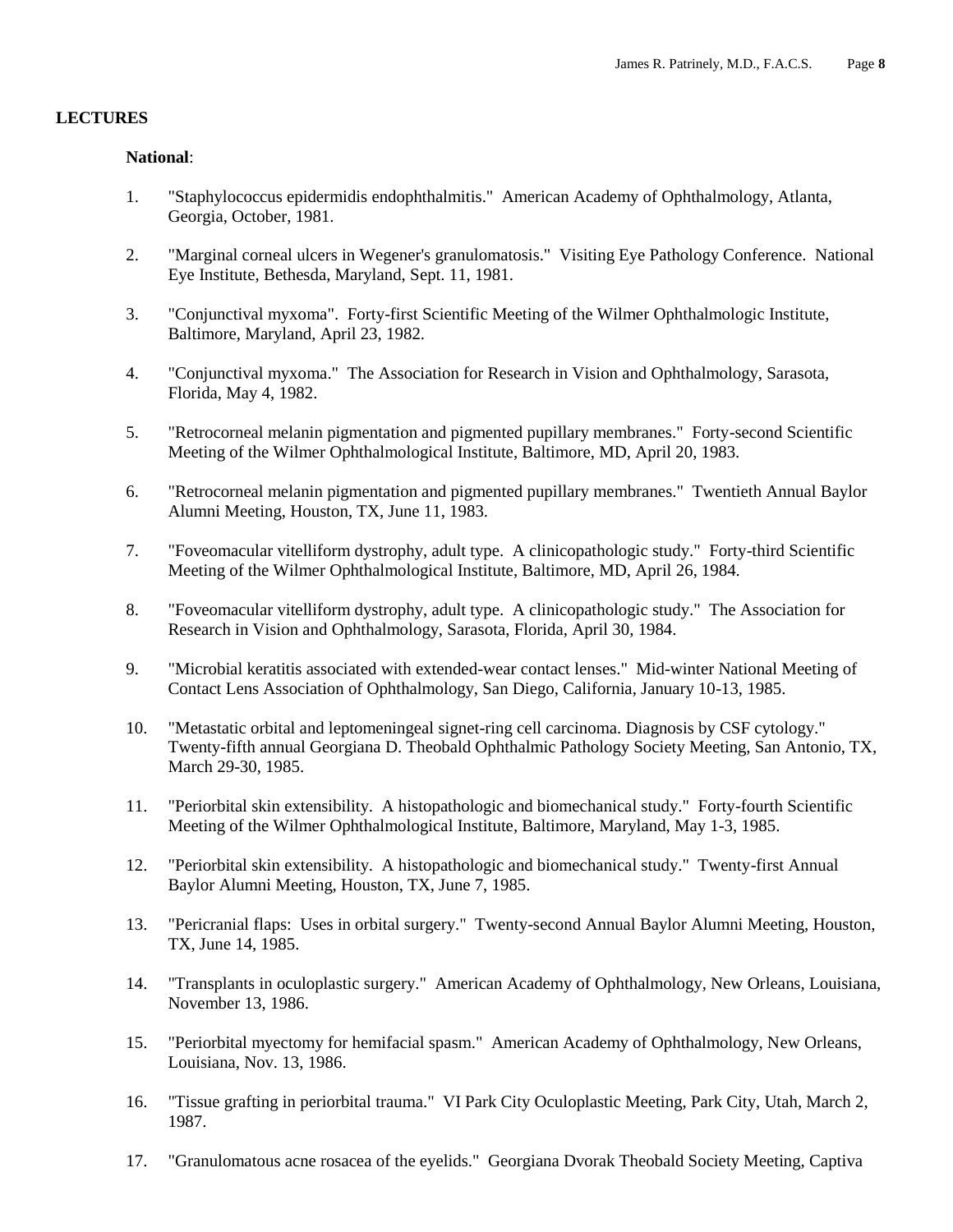## LECTURES

**National**:

1. "Staphylococcus epidermidis endophthalmitis." American Academy of Ophthalmology, Atlanta, Georgia, October, 1981.

2. "Marginal corneal ulcers in Wegener's granulomatosis." Visiting Eye Pathology Conference. National Eye Institute, Bethesda, Maryland, Sept. 11, 1981.

3. "Conjunctival myxoma". Forty-first Scientific Meeting of the Wilmer Ophthalmologic Institute, Baltimore, Maryland, April 23, 1982.

4. "Conjunctival myxoma." The Association for Research in Vision and Ophthalmology, Sarasota, Florida, May 4, 1982.

5. "Retrocorneal melanin pigmentation and pigmented pupillary membranes." Forty-second Scientific Meeting of the Wilmer Ophthalmological Institute, Baltimore, MD, April 20, 1983.

6. "Retrocorneal melanin pigmentation and pigmented pupillary membranes." Twentieth Annual Baylor Alumni Meeting, Houston, TX, June 11, 1983.

7. "Foveomacular vitelliform dystrophy, adult type. A clinicopathologic study." Forty-third Scientific Meeting of the Wilmer Ophthalmological Institute, Baltimore, MD, April 26, 1984.

8. "Foveomacular vitelliform dystrophy, adult type. A clinicopathologic study." The Association for Research in Vision and Ophthalmology, Sarasota, Florida, April 30, 1984.

9. "Microbial keratitis associated with extended-wear contact lenses." Mid-winter National Meeting of Contact Lens Association of Ophthalmology, San Diego, California, January 10-13, 1985.

10. "Metastatic orbital and leptomeningeal signet-ring cell carcinoma. Diagnosis by CSF cytology." Twenty-fifth annual Georgiana D. Theobald Ophthalmic Pathology Society Meeting, San Antonio, TX, March 29-30, 1985.

11. "Periorbital skin extensibility. A histopathologic and biomechanical study." Forty-fourth Scientific Meeting of the Wilmer Ophthalmological Institute, Baltimore, Maryland, May 1-3, 1985.

12. "Periorbital skin extensibility. A histopathologic and biomechanical study." Twenty-first Annual Baylor Alumni Meeting, Houston, TX, June 7, 1985.

13. "Pericranial flaps: Uses in orbital surgery." Twenty-second Annual Baylor Alumni Meeting, Houston, TX, June 14, 1985.

14. "Transplants in oculoplastic surgery." American Academy of Ophthalmology, New Orleans, Louisiana, November 13, 1986.

15. "Periorbital myectomy for hemifacial spasm." American Academy of Ophthalmology, New Orleans, Louisiana, Nov. 13, 1986.

16. "Tissue grafting in periorbital trauma." VI Park City Oculoplastic Meeting, Park City, Utah, March 2, 1987.

17. "Granulomatous acne rosacea of the eyelids." Georgiana Dvorak Theobald Society Meeting, Captiva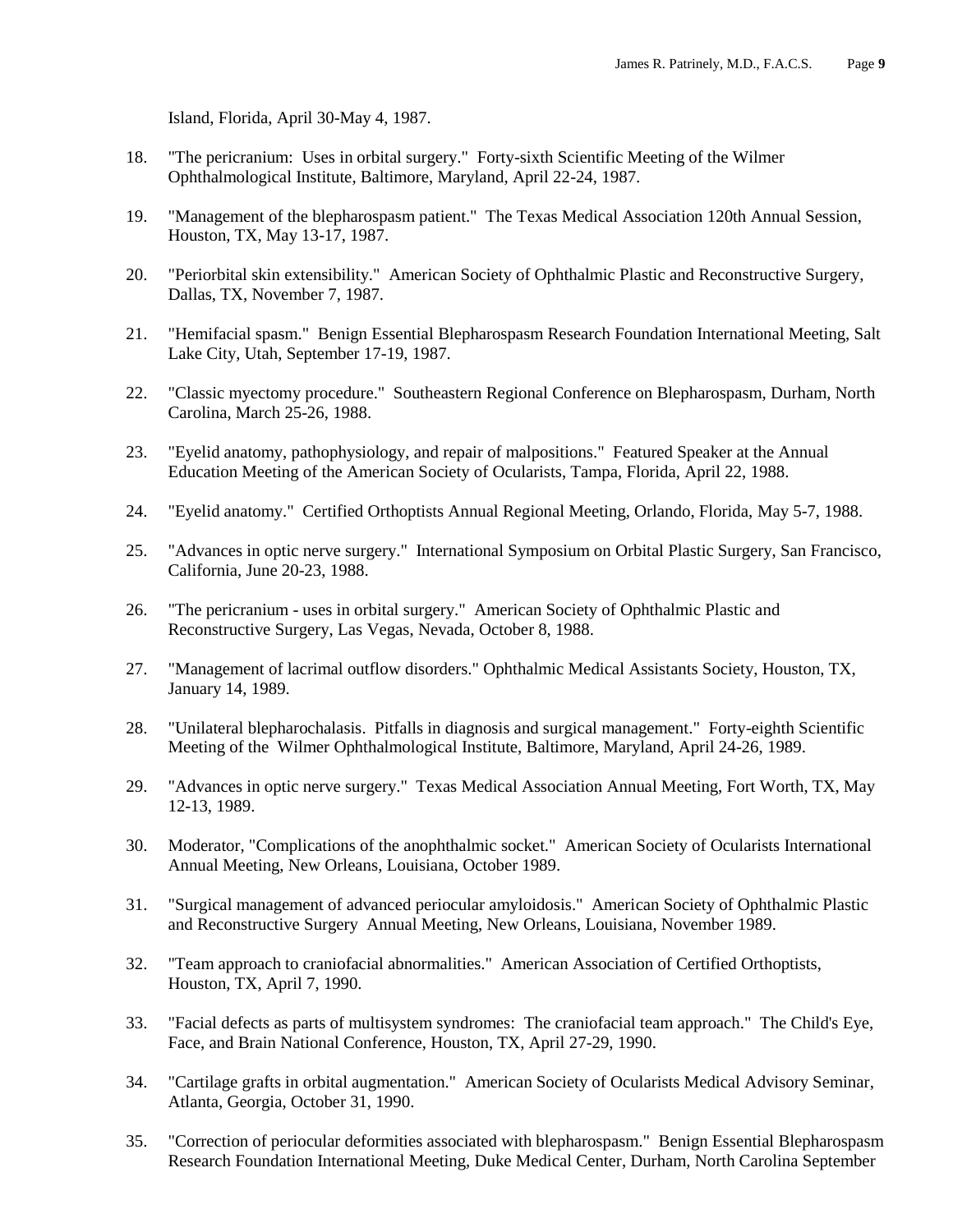Island, Florida, April 30-May 4, 1987.

18. "The pericranium: Uses in orbital surgery." Forty-sixth Scientific Meeting of the Wilmer Ophthalmological Institute, Baltimore, Maryland, April 22-24, 1987.

19. "Management of the blepharospasm patient." The Texas Medical Association 120th Annual Session, Houston, TX, May 13-17, 1987.

20. "Periorbital skin extensibility." American Society of Ophthalmic Plastic and Reconstructive Surgery, Dallas, TX, November 7, 1987.

21. "Hemifacial spasm." Benign Essential Blepharospasm Research Foundation International Meeting, Salt Lake City, Utah, September 17-19, 1987.

22. "Classic myectomy procedure." Southeastern Regional Conference on Blepharospasm, Durham, North Carolina, March 25-26, 1988.

23. "Eyelid anatomy, pathophysiology, and repair of malpositions." Featured Speaker at the Annual Education Meeting of the American Society of Ocularists, Tampa, Florida, April 22, 1988.

24. "Eyelid anatomy." Certified Orthoptists Annual Regional Meeting, Orlando, Florida, May 5-7, 1988.

25. "Advances in optic nerve surgery." International Symposium on Orbital Plastic Surgery, San Francisco, California, June 20-23, 1988.

26. "The pericranium - uses in orbital surgery." American Society of Ophthalmic Plastic and Reconstructive Surgery, Las Vegas, Nevada, October 8, 1988.

27. "Management of lacrimal outflow disorders." Ophthalmic Medical Assistants Society, Houston, TX, January 14, 1989.

28. "Unilateral blepharochalasis. Pitfalls in diagnosis and surgical management." Forty-eighth Scientific Meeting of the Wilmer Ophthalmological Institute, Baltimore, Maryland, April 24-26, 1989.

29. "Advances in optic nerve surgery." Texas Medical Association Annual Meeting, Fort Worth, TX, May 12-13, 1989.

30. Moderator, "Complications of the anophthalmic socket." American Society of Ocularists International Annual Meeting, New Orleans, Louisiana, October 1989.

31. "Surgical management of advanced periocular amyloidosis." American Society of Ophthalmic Plastic and Reconstructive Surgery Annual Meeting, New Orleans, Louisiana, November 1989.

32. "Team approach to craniofacial abnormalities." American Association of Certified Orthoptists, Houston, TX, April 7, 1990.

33. "Facial defects as parts of multisystem syndromes: The craniofacial team approach." The Child's Eye, Face, and Brain National Conference, Houston, TX, April 27-29, 1990.

34. "Cartilage grafts in orbital augmentation." American Society of Ocularists Medical Advisory Seminar, Atlanta, Georgia, October 31, 1990.

35. "Correction of periocular deformities associated with blepharospasm." Benign Essential Blepharospasm Research Foundation International Meeting, Duke Medical Center, Durham, North Carolina September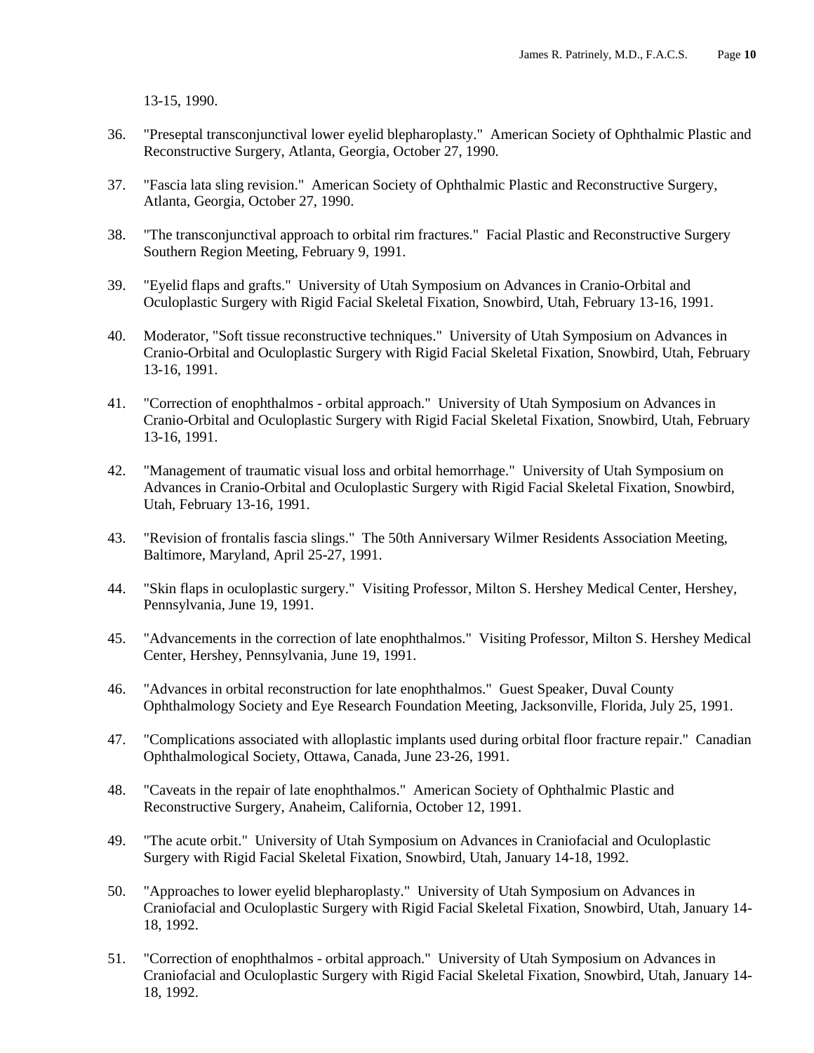13-15, 1990.

36. "Preseptal transconjunctival lower eyelid blepharoplasty." American Society of Ophthalmic Plastic and Reconstructive Surgery, Atlanta, Georgia, October 27, 1990.

37. "Fascia lata sling revision." American Society of Ophthalmic Plastic and Reconstructive Surgery, Atlanta, Georgia, October 27, 1990.

38. "The transconjunctival approach to orbital rim fractures." Facial Plastic and Reconstructive Surgery Southern Region Meeting, February 9, 1991.

39. "Eyelid flaps and grafts." University of Utah Symposium on Advances in Cranio-Orbital and Oculoplastic Surgery with Rigid Facial Skeletal Fixation, Snowbird, Utah, February 13-16, 1991.

40. Moderator, "Soft tissue reconstructive techniques." University of Utah Symposium on Advances in Cranio-Orbital and Oculoplastic Surgery with Rigid Facial Skeletal Fixation, Snowbird, Utah, February 13-16, 1991.

41. "Correction of enophthalmos - orbital approach." University of Utah Symposium on Advances in Cranio-Orbital and Oculoplastic Surgery with Rigid Facial Skeletal Fixation, Snowbird, Utah, February 13-16, 1991.

42. "Management of traumatic visual loss and orbital hemorrhage." University of Utah Symposium on Advances in Cranio-Orbital and Oculoplastic Surgery with Rigid Facial Skeletal Fixation, Snowbird, Utah, February 13-16, 1991.

43. "Revision of frontalis fascia slings." The 50th Anniversary Wilmer Residents Association Meeting, Baltimore, Maryland, April 25-27, 1991.

44. "Skin flaps in oculoplastic surgery." Visiting Professor, Milton S. Hershey Medical Center, Hershey, Pennsylvania, June 19, 1991.

45. "Advancements in the correction of late enophthalmos." Visiting Professor, Milton S. Hershey Medical Center, Hershey, Pennsylvania, June 19, 1991.

46. "Advances in orbital reconstruction for late enophthalmos." Guest Speaker, Duval County Ophthalmology Society and Eye Research Foundation Meeting, Jacksonville, Florida, July 25, 1991.

47. "Complications associated with alloplastic implants used during orbital floor fracture repair." Canadian Ophthalmological Society, Ottawa, Canada, June 23-26, 1991.

48. "Caveats in the repair of late enophthalmos." American Society of Ophthalmic Plastic and Reconstructive Surgery, Anaheim, California, October 12, 1991.

49. "The acute orbit." University of Utah Symposium on Advances in Craniofacial and Oculoplastic Surgery with Rigid Facial Skeletal Fixation, Snowbird, Utah, January 14-18, 1992.

50. "Approaches to lower eyelid blepharoplasty." University of Utah Symposium on Advances in Craniofacial and Oculoplastic Surgery with Rigid Facial Skeletal Fixation, Snowbird, Utah, January 14-18, 1992.

51. "Correction of enophthalmos - orbital approach." University of Utah Symposium on Advances in Craniofacial and Oculoplastic Surgery with Rigid Facial Skeletal Fixation, Snowbird, Utah, January 14-18, 1992.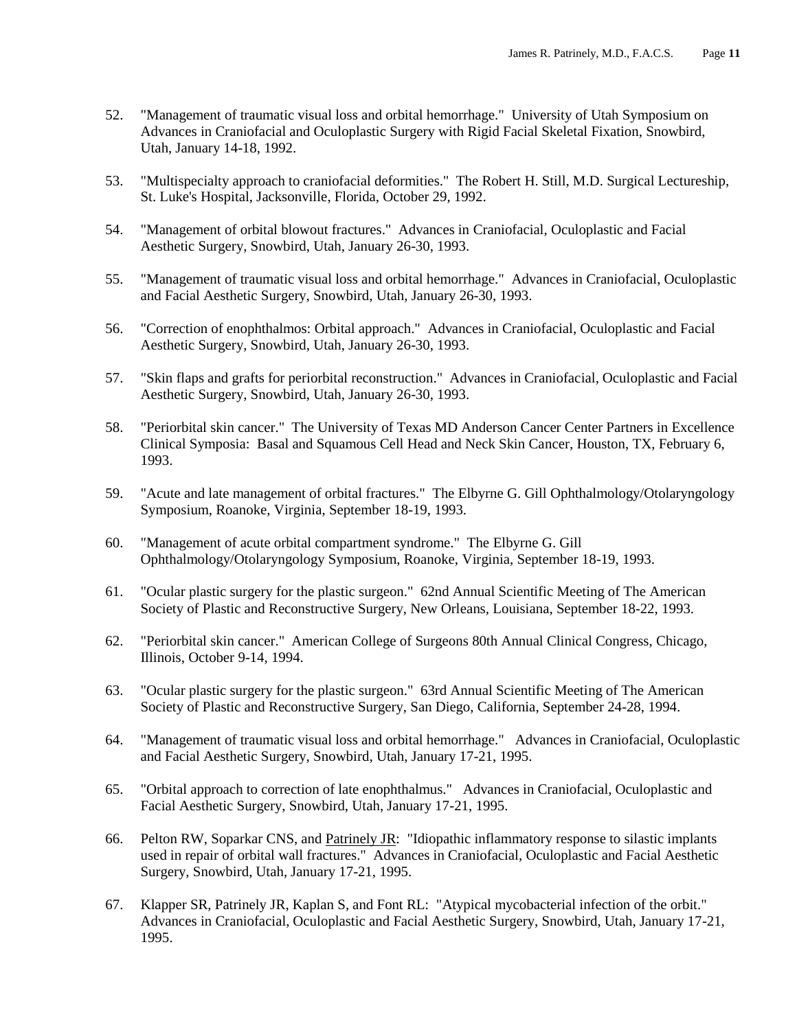52. "Management of traumatic visual loss and orbital hemorrhage." University of Utah Symposium on Advances in Craniofacial and Oculoplastic Surgery with Rigid Facial Skeletal Fixation, Snowbird, Utah, January 14-18, 1992.

53. "Multispecialty approach to craniofacial deformities." The Robert H. Still, M.D. Surgical Lectureship, St. Luke's Hospital, Jacksonville, Florida, October 29, 1992.

54. "Management of orbital blowout fractures." Advances in Craniofacial, Oculoplastic and Facial Aesthetic Surgery, Snowbird, Utah, January 26-30, 1993.

55. "Management of traumatic visual loss and orbital hemorrhage." Advances in Craniofacial, Oculoplastic and Facial Aesthetic Surgery, Snowbird, Utah, January 26-30, 1993.

56. "Correction of enophthalmos: Orbital approach." Advances in Craniofacial, Oculoplastic and Facial Aesthetic Surgery, Snowbird, Utah, January 26-30, 1993.

57. "Skin flaps and grafts for periorbital reconstruction." Advances in Craniofacial, Oculoplastic and Facial Aesthetic Surgery, Snowbird, Utah, January 26-30, 1993.

58. "Periorbital skin cancer." The University of Texas MD Anderson Cancer Center Partners in Excellence Clinical Symposia: Basal and Squamous Cell Head and Neck Skin Cancer, Houston, TX, February 6, 1993.

59. "Acute and late management of orbital fractures." The Elbyrne G. Gill Ophthalmology/Otolaryngology Symposium, Roanoke, Virginia, September 18-19, 1993.

60. "Management of acute orbital compartment syndrome." The Elbyrne G. Gill Ophthalmology/Otolaryngology Symposium, Roanoke, Virginia, September 18-19, 1993.

61. "Ocular plastic surgery for the plastic surgeon." 62nd Annual Scientific Meeting of The American Society of Plastic and Reconstructive Surgery, New Orleans, Louisiana, September 18-22, 1993.

62. "Periorbital skin cancer." American College of Surgeons 80th Annual Clinical Congress, Chicago, Illinois, October 9-14, 1994.

63. "Ocular plastic surgery for the plastic surgeon." 63rd Annual Scientific Meeting of The American Society of Plastic and Reconstructive Surgery, San Diego, California, September 24-28, 1994.

64. "Management of traumatic visual loss and orbital hemorrhage." Advances in Craniofacial, Oculoplastic and Facial Aesthetic Surgery, Snowbird, Utah, January 17-21, 1995.

65. "Orbital approach to correction of late enophthalmus." Advances in Craniofacial, Oculoplastic and Facial Aesthetic Surgery, Snowbird, Utah, January 17-21, 1995.

66. Pelton RW, Soparkar CNS, and Patrinely JR: "Idiopathic inflammatory response to silastic implants used in repair of orbital wall fractures." Advances in Craniofacial, Oculoplastic and Facial Aesthetic Surgery, Snowbird, Utah, January 17-21, 1995.

67. Klapper SR, Patrinely JR, Kaplan S, and Font RL: "Atypical mycobacterial infection of the orbit." Advances in Craniofacial, Oculoplastic and Facial Aesthetic Surgery, Snowbird, Utah, January 17-21, 1995.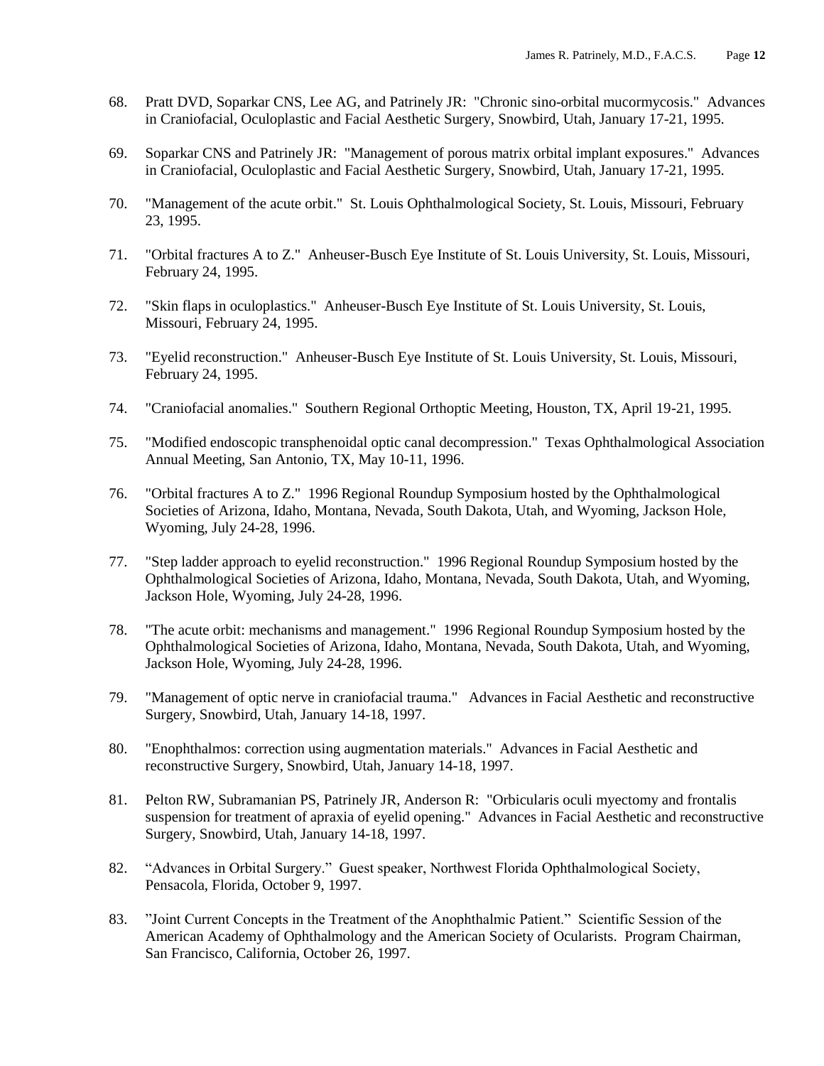68. Pratt DVD, Soparkar CNS, Lee AG, and Patrinely JR: "Chronic sino-orbital mucormycosis." Advances in Craniofacial, Oculoplastic and Facial Aesthetic Surgery, Snowbird, Utah, January 17-21, 1995.

69. Soparkar CNS and Patrinely JR: "Management of porous matrix orbital implant exposures." Advances in Craniofacial, Oculoplastic and Facial Aesthetic Surgery, Snowbird, Utah, January 17-21, 1995.

70. "Management of the acute orbit." St. Louis Ophthalmological Society, St. Louis, Missouri, February 23, 1995.

71. "Orbital fractures A to Z." Anheuser-Busch Eye Institute of St. Louis University, St. Louis, Missouri, February 24, 1995.

72. "Skin flaps in oculoplastics." Anheuser-Busch Eye Institute of St. Louis University, St. Louis, Missouri, February 24, 1995.

73. "Eyelid reconstruction." Anheuser-Busch Eye Institute of St. Louis University, St. Louis, Missouri, February 24, 1995.

74. "Craniofacial anomalies." Southern Regional Orthoptic Meeting, Houston, TX, April 19-21, 1995.

75. "Modified endoscopic transphenoidal optic canal decompression." Texas Ophthalmological Association Annual Meeting, San Antonio, TX, May 10-11, 1996.

76. "Orbital fractures A to Z." 1996 Regional Roundup Symposium hosted by the Ophthalmological Societies of Arizona, Idaho, Montana, Nevada, South Dakota, Utah, and Wyoming, Jackson Hole, Wyoming, July 24-28, 1996.

77. "Step ladder approach to eyelid reconstruction." 1996 Regional Roundup Symposium hosted by the Ophthalmological Societies of Arizona, Idaho, Montana, Nevada, South Dakota, Utah, and Wyoming, Jackson Hole, Wyoming, July 24-28, 1996.

78. "The acute orbit: mechanisms and management." 1996 Regional Roundup Symposium hosted by the Ophthalmological Societies of Arizona, Idaho, Montana, Nevada, South Dakota, Utah, and Wyoming, Jackson Hole, Wyoming, July 24-28, 1996.

79. "Management of optic nerve in craniofacial trauma." Advances in Facial Aesthetic and reconstructive Surgery, Snowbird, Utah, January 14-18, 1997.

80. "Enophthalmos: correction using augmentation materials." Advances in Facial Aesthetic and reconstructive Surgery, Snowbird, Utah, January 14-18, 1997.

81. Pelton RW, Subramanian PS, Patrinely JR, Anderson R: "Orbicularis oculi myectomy and frontalis suspension for treatment of apraxia of eyelid opening." Advances in Facial Aesthetic and reconstructive Surgery, Snowbird, Utah, January 14-18, 1997.

82. "Advances in Orbital Surgery." Guest speaker, Northwest Florida Ophthalmological Society, Pensacola, Florida, October 9, 1997.

83. "Joint Current Concepts in the Treatment of the Anophthalmic Patient." Scientific Session of the American Academy of Ophthalmology and the American Society of Ocularists. Program Chairman, San Francisco, California, October 26, 1997.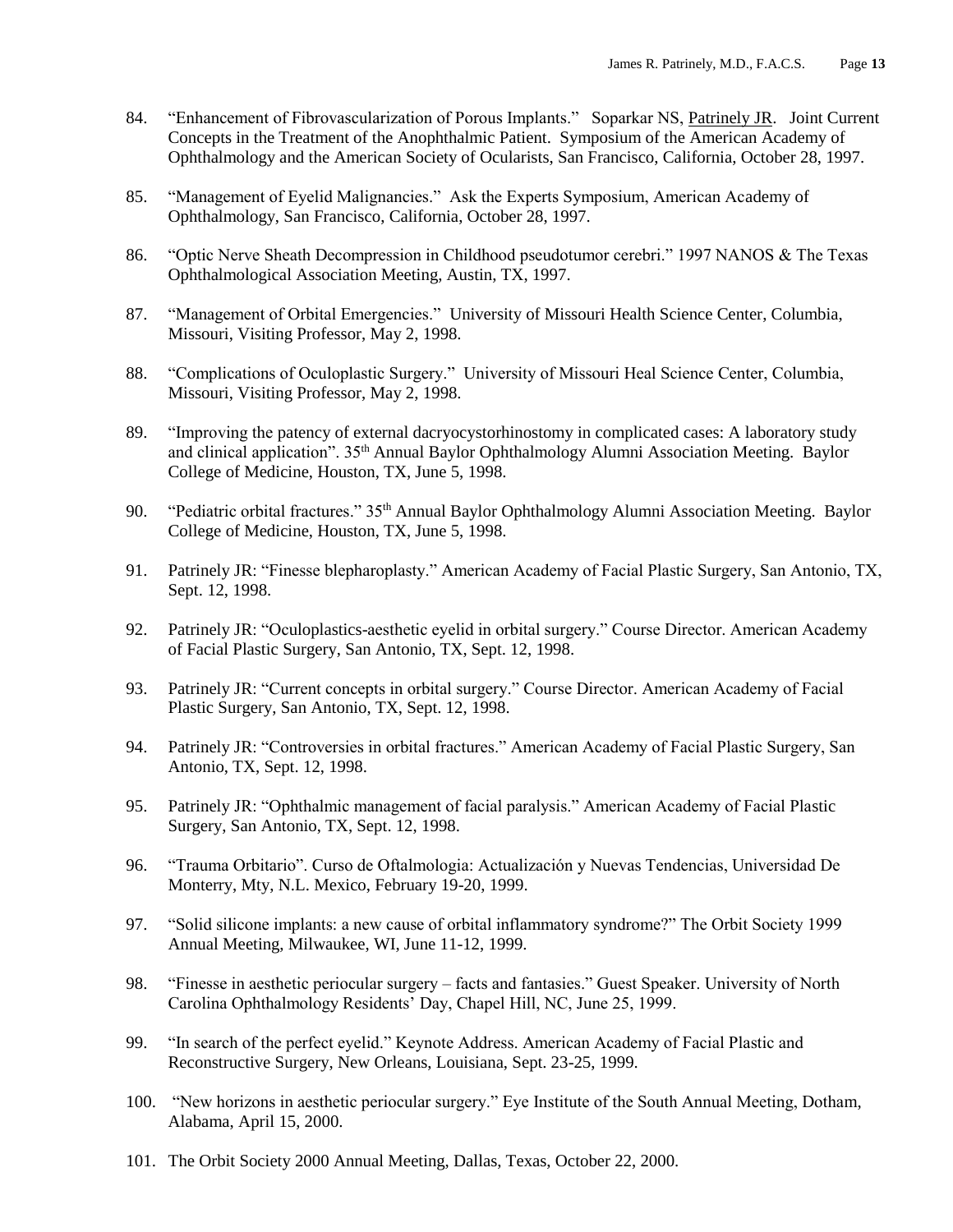84. "Enhancement of Fibrovascularization of Porous Implants." Soparkar NS, Patrinely JR. Joint Current Concepts in the Treatment of the Anophthalmic Patient. Symposium of the American Academy of Ophthalmology and the American Society of Ocularists, San Francisco, California, October 28, 1997.

85. "Management of Eyelid Malignancies." Ask the Experts Symposium, American Academy of Ophthalmology, San Francisco, California, October 28, 1997.

86. "Optic Nerve Sheath Decompression in Childhood pseudotumor cerebri." 1997 NANOS & The Texas Ophthalmological Association Meeting, Austin, TX, 1997.

87. "Management of Orbital Emergencies." University of Missouri Health Science Center, Columbia, Missouri, Visiting Professor, May 2, 1998.

88. "Complications of Oculoplastic Surgery." University of Missouri Heal Science Center, Columbia, Missouri, Visiting Professor, May 2, 1998.

89. "Improving the patency of external dacryocystorhinostomy in complicated cases: A laboratory study and clinical application". 35th Annual Baylor Ophthalmology Alumni Association Meeting. Baylor College of Medicine, Houston, TX, June 5, 1998.

90. "Pediatric orbital fractures." 35th Annual Baylor Ophthalmology Alumni Association Meeting. Baylor College of Medicine, Houston, TX, June 5, 1998.

91. Patrinely JR: "Finesse blepharoplasty." American Academy of Facial Plastic Surgery, San Antonio, TX, Sept. 12, 1998.

92. Patrinely JR: "Oculoplastics-aesthetic eyelid in orbital surgery." Course Director. American Academy of Facial Plastic Surgery, San Antonio, TX, Sept. 12, 1998.

93. Patrinely JR: "Current concepts in orbital surgery." Course Director. American Academy of Facial Plastic Surgery, San Antonio, TX, Sept. 12, 1998.

94. Patrinely JR: "Controversies in orbital fractures." American Academy of Facial Plastic Surgery, San Antonio, TX, Sept. 12, 1998.

95. Patrinely JR: "Ophthalmic management of facial paralysis." American Academy of Facial Plastic Surgery, San Antonio, TX, Sept. 12, 1998.

96. "Trauma Orbitario". Curso de Oftalmologia: Actualización y Nuevas Tendencias, Universidad De Monterry, Mty, N.L. Mexico, February 19-20, 1999.

97. "Solid silicone implants: a new cause of orbital inflammatory syndrome?" The Orbit Society 1999 Annual Meeting, Milwaukee, WI, June 11-12, 1999.

98. "Finesse in aesthetic periocular surgery – facts and fantasies." Guest Speaker. University of North Carolina Ophthalmology Residents' Day, Chapel Hill, NC, June 25, 1999.

99. "In search of the perfect eyelid." Keynote Address. American Academy of Facial Plastic and Reconstructive Surgery, New Orleans, Louisiana, Sept. 23-25, 1999.

100. "New horizons in aesthetic periocular surgery." Eye Institute of the South Annual Meeting, Dotham, Alabama, April 15, 2000.

101. The Orbit Society 2000 Annual Meeting, Dallas, Texas, October 22, 2000.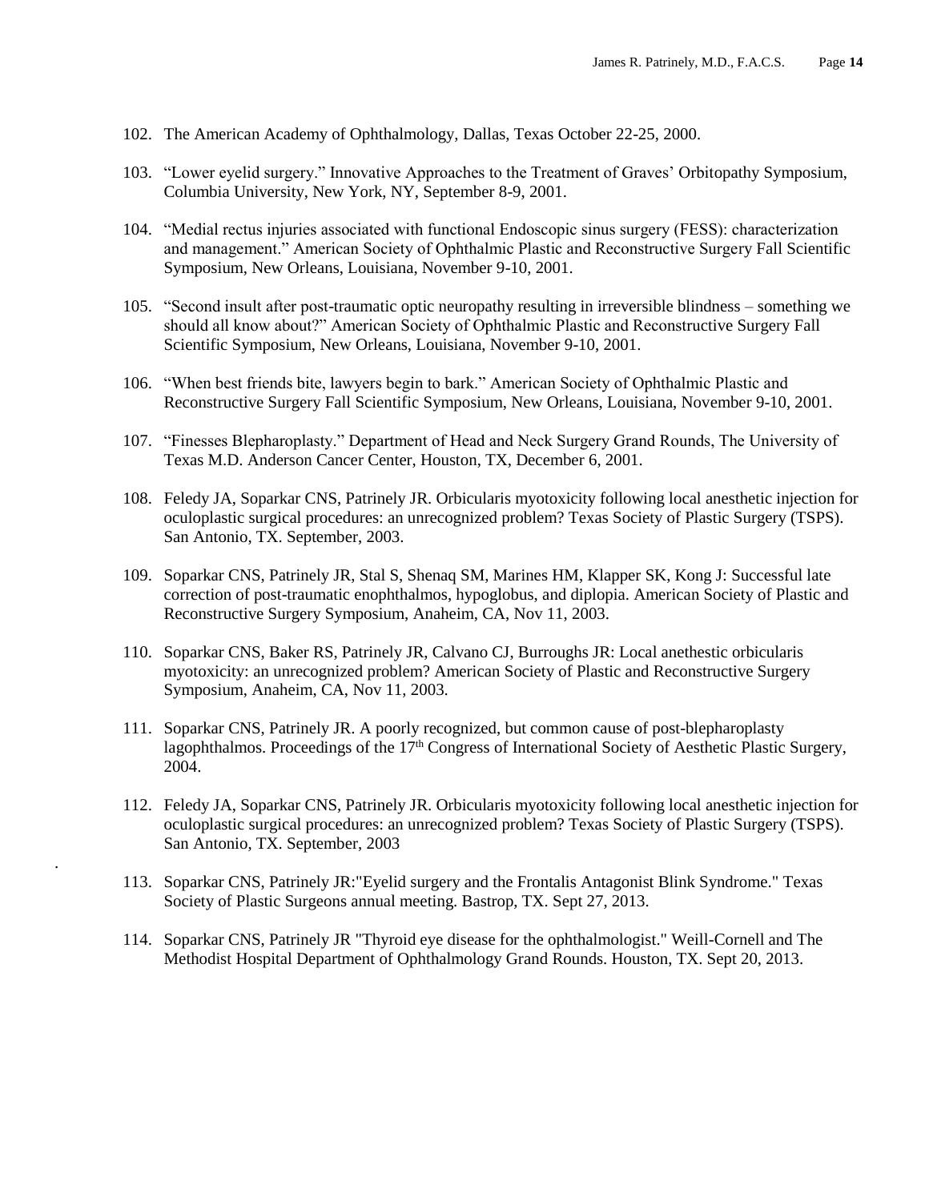102. The American Academy of Ophthalmology, Dallas, Texas October 22-25, 2000.

103. “Lower eyelid surgery.” Innovative Approaches to the Treatment of Graves’ Orbitopathy Symposium, Columbia University, New York, NY, September 8-9, 2001.

104. “Medial rectus injuries associated with functional Endoscopic sinus surgery (FESS): characterization and management.” American Society of Ophthalmic Plastic and Reconstructive Surgery Fall Scientific Symposium, New Orleans, Louisiana, November 9-10, 2001.

105. “Second insult after post-traumatic optic neuropathy resulting in irreversible blindness – something we should all know about?” American Society of Ophthalmic Plastic and Reconstructive Surgery Fall Scientific Symposium, New Orleans, Louisiana, November 9-10, 2001.

106. “When best friends bite, lawyers begin to bark.” American Society of Ophthalmic Plastic and Reconstructive Surgery Fall Scientific Symposium, New Orleans, Louisiana, November 9-10, 2001.

107. “Finesses Blepharoplasty.” Department of Head and Neck Surgery Grand Rounds, The University of Texas M.D. Anderson Cancer Center, Houston, TX, December 6, 2001.

108. Feledy JA, Soparkar CNS, Patrinely JR. Orbicularis myotoxicity following local anesthetic injection for oculoplastic surgical procedures: an unrecognized problem? Texas Society of Plastic Surgery (TSPS). San Antonio, TX. September, 2003.

109. Soparkar CNS, Patrinely JR, Stal S, Shenaq SM, Marines HM, Klapper SK, Kong J: Successful late correction of post-traumatic enophthalmos, hypoglobus, and diplopia. American Society of Plastic and Reconstructive Surgery Symposium, Anaheim, CA, Nov 11, 2003.

110. Soparkar CNS, Baker RS, Patrinely JR, Calvano CJ, Burroughs JR: Local anesthetic orbicularis myotoxicity: an unrecognized problem? American Society of Plastic and Reconstructive Surgery Symposium, Anaheim, CA, Nov 11, 2003.

111. Soparkar CNS, Patrinely JR. A poorly recognized, but common cause of post-blepharoplasty lagophthalmos. Proceedings of the 17th Congress of International Society of Aesthetic Plastic Surgery, 2004.

112. Feledy JA, Soparkar CNS, Patrinely JR. Orbicularis myotoxicity following local anesthetic injection for oculoplastic surgical procedures: an unrecognized problem? Texas Society of Plastic Surgery (TSPS). San Antonio, TX. September, 2003

113. Soparkar CNS, Patrinely JR:"Eyelid surgery and the Frontalis Antagonist Blink Syndrome." Texas Society of Plastic Surgeons annual meeting. Bastrop, TX. Sept 27, 2013.

114. Soparkar CNS, Patrinely JR "Thyroid eye disease for the ophthalmologist." Weill-Cornell and The Methodist Hospital Department of Ophthalmology Grand Rounds. Houston, TX. Sept 20, 2013.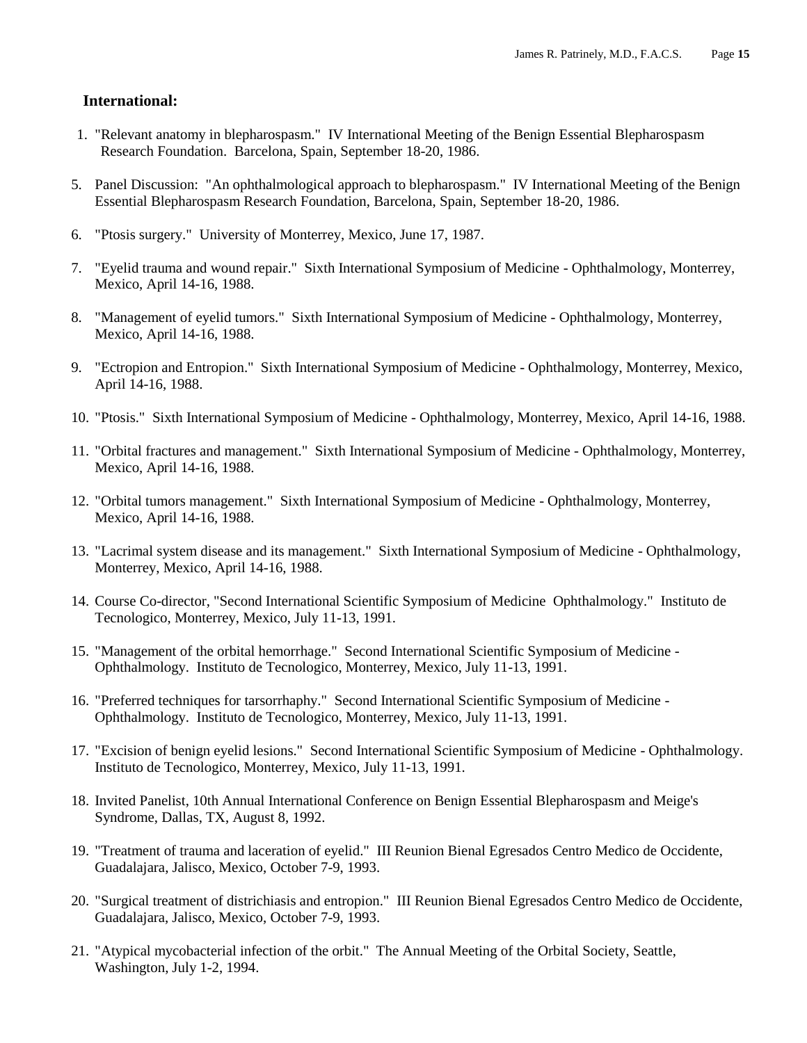### International:

1. "Relevant anatomy in blepharospasm." IV International Meeting of the Benign Essential Blepharospasm Research Foundation. Barcelona, Spain, September 18-20, 1986.

5. Panel Discussion: "An ophthalmological approach to blepharospasm." IV International Meeting of the Benign Essential Blepharospasm Research Foundation, Barcelona, Spain, September 18-20, 1986.

6. "Ptosis surgery." University of Monterrey, Mexico, June 17, 1987.

7. "Eyelid trauma and wound repair." Sixth International Symposium of Medicine - Ophthalmology, Monterrey, Mexico, April 14-16, 1988.

8. "Management of eyelid tumors." Sixth International Symposium of Medicine - Ophthalmology, Monterrey, Mexico, April 14-16, 1988.

9. "Ectropion and Entropion." Sixth International Symposium of Medicine - Ophthalmology, Monterrey, Mexico, April 14-16, 1988.

10. "Ptosis." Sixth International Symposium of Medicine - Ophthalmology, Monterrey, Mexico, April 14-16, 1988.

11. "Orbital fractures and management." Sixth International Symposium of Medicine - Ophthalmology, Monterrey, Mexico, April 14-16, 1988.

12. "Orbital tumors management." Sixth International Symposium of Medicine - Ophthalmology, Monterrey, Mexico, April 14-16, 1988.

13. "Lacrimal system disease and its management." Sixth International Symposium of Medicine - Ophthalmology, Monterrey, Mexico, April 14-16, 1988.

14. Course Co-director, "Second International Scientific Symposium of Medicine Ophthalmology." Instituto de Tecnologico, Monterrey, Mexico, July 11-13, 1991.

15. "Management of the orbital hemorrhage." Second International Scientific Symposium of Medicine - Ophthalmology. Instituto de Tecnologico, Monterrey, Mexico, July 11-13, 1991.

16. "Preferred techniques for tarsorrhaphy." Second International Scientific Symposium of Medicine - Ophthalmology. Instituto de Tecnologico, Monterrey, Mexico, July 11-13, 1991.

17. "Excision of benign eyelid lesions." Second International Scientific Symposium of Medicine - Ophthalmology. Instituto de Tecnologico, Monterrey, Mexico, July 11-13, 1991.

18. Invited Panelist, 10th Annual International Conference on Benign Essential Blepharospasm and Meige's Syndrome, Dallas, TX, August 8, 1992.

19. "Treatment of trauma and laceration of eyelid." III Reunion Bienal Egresados Centro Medico de Occidente, Guadalajara, Jalisco, Mexico, October 7-9, 1993.

20. "Surgical treatment of districhiasis and entropion." III Reunion Bienal Egresados Centro Medico de Occidente, Guadalajara, Jalisco, Mexico, October 7-9, 1993.

21. "Atypical mycobacterial infection of the orbit." The Annual Meeting of the Orbital Society, Seattle, Washington, July 1-2, 1994.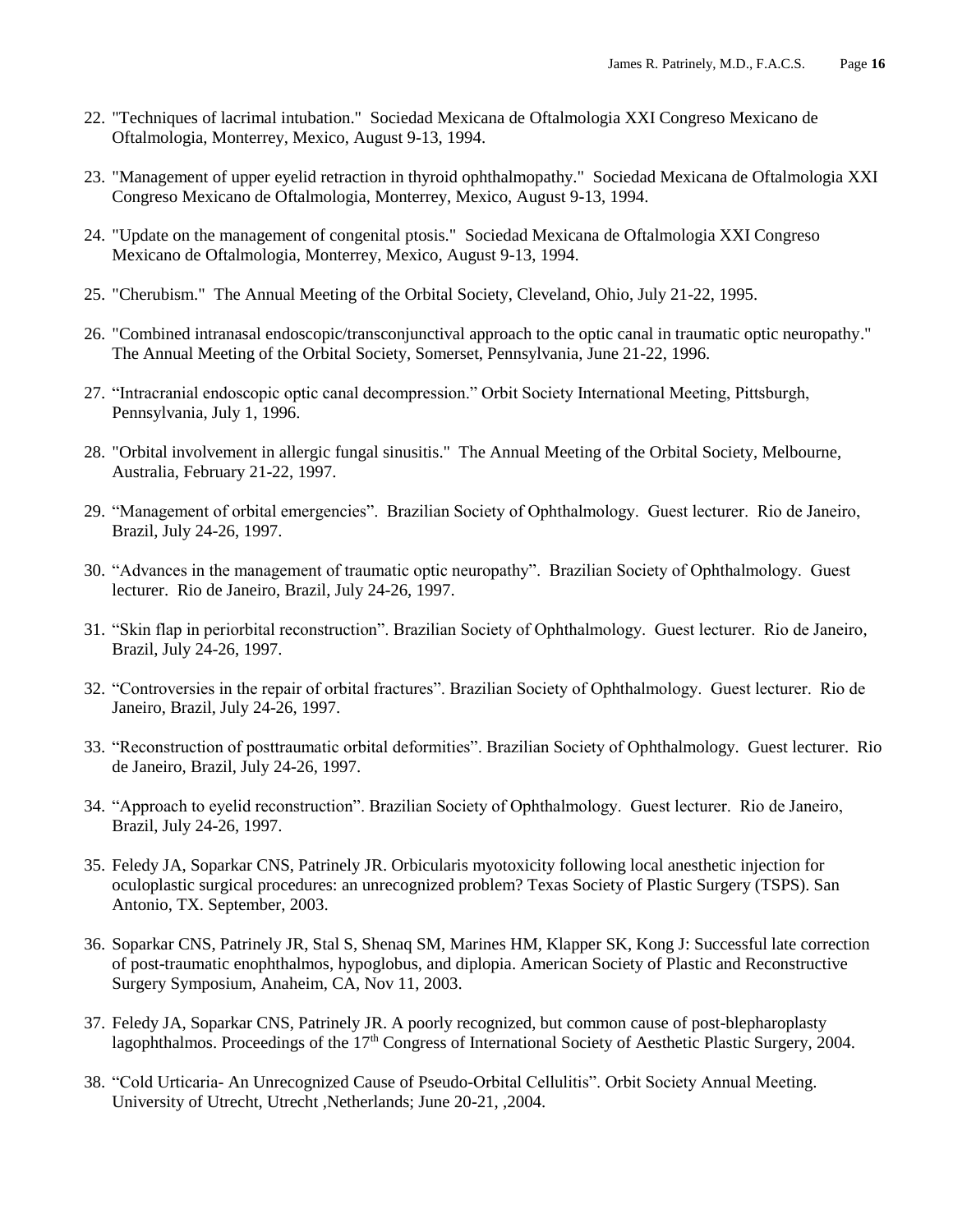22. "Techniques of lacrimal intubation." Sociedad Mexicana de Oftalmologia XXI Congreso Mexicano de Oftalmologia, Monterrey, Mexico, August 9-13, 1994.

23. "Management of upper eyelid retraction in thyroid ophthalmopathy." Sociedad Mexicana de Oftalmologia XXI Congreso Mexicano de Oftalmologia, Monterrey, Mexico, August 9-13, 1994.

24. "Update on the management of congenital ptosis." Sociedad Mexicana de Oftalmologia XXI Congreso Mexicano de Oftalmologia, Monterrey, Mexico, August 9-13, 1994.

25. "Cherubism." The Annual Meeting of the Orbital Society, Cleveland, Ohio, July 21-22, 1995.

26. "Combined intranasal endoscopic/transconjunctival approach to the optic canal in traumatic optic neuropathy." The Annual Meeting of the Orbital Society, Somerset, Pennsylvania, June 21-22, 1996.

27. "Intracranial endoscopic optic canal decompression." Orbit Society International Meeting, Pittsburgh, Pennsylvania, July 1, 1996.

28. "Orbital involvement in allergic fungal sinusitis." The Annual Meeting of the Orbital Society, Melbourne, Australia, February 21-22, 1997.

29. "Management of orbital emergencies". Brazilian Society of Ophthalmology. Guest lecturer. Rio de Janeiro, Brazil, July 24-26, 1997.

30. "Advances in the management of traumatic optic neuropathy". Brazilian Society of Ophthalmology. Guest lecturer. Rio de Janeiro, Brazil, July 24-26, 1997.

31. "Skin flap in periorbital reconstruction". Brazilian Society of Ophthalmology. Guest lecturer. Rio de Janeiro, Brazil, July 24-26, 1997.

32. "Controversies in the repair of orbital fractures". Brazilian Society of Ophthalmology. Guest lecturer. Rio de Janeiro, Brazil, July 24-26, 1997.

33. "Reconstruction of posttraumatic orbital deformities". Brazilian Society of Ophthalmology. Guest lecturer. Rio de Janeiro, Brazil, July 24-26, 1997.

34. "Approach to eyelid reconstruction". Brazilian Society of Ophthalmology. Guest lecturer. Rio de Janeiro, Brazil, July 24-26, 1997.

35. Feledy JA, Soparkar CNS, Patrinely JR. Orbicularis myotoxicity following local anesthetic injection for oculoplastic surgical procedures: an unrecognized problem? Texas Society of Plastic Surgery (TSPS). San Antonio, TX. September, 2003.

36. Soparkar CNS, Patrinely JR, Stal S, Shenaq SM, Marines HM, Klapper SK, Kong J: Successful late correction of post-traumatic enophthalmos, hypoglobus, and diplopia. American Society of Plastic and Reconstructive Surgery Symposium, Anaheim, CA, Nov 11, 2003.

37. Feledy JA, Soparkar CNS, Patrinely JR. A poorly recognized, but common cause of post-blepharoplasty lagophthalmos. Proceedings of the 17th Congress of International Society of Aesthetic Plastic Surgery, 2004.

38. "Cold Urticaria- An Unrecognized Cause of Pseudo-Orbital Cellulitis". Orbit Society Annual Meeting. University of Utrecht, Utrecht ,Netherlands; June 20-21, ,2004.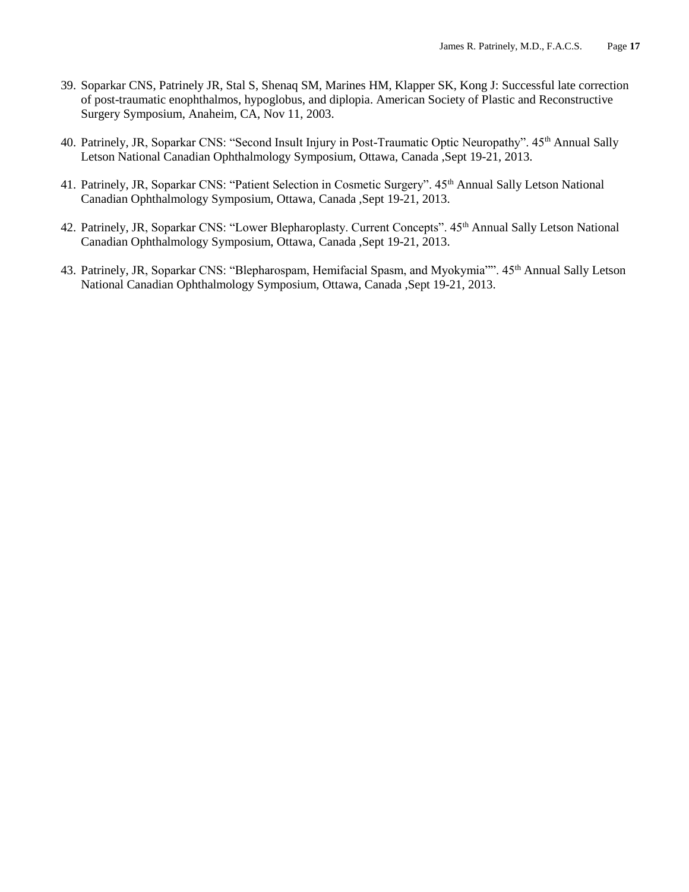39. Soparkar CNS, Patrinely JR, Stal S, Shenaq SM, Marines HM, Klapper SK, Kong J: Successful late correction of post-traumatic enophthalmos, hypoglobus, and diplopia. American Society of Plastic and Reconstructive Surgery Symposium, Anaheim, CA, Nov 11, 2003.

40. Patrinely, JR, Soparkar CNS: "Second Insult Injury in Post-Traumatic Optic Neuropathy". 45th Annual Sally Letson National Canadian Ophthalmology Symposium, Ottawa, Canada ,Sept 19-21, 2013.

41. Patrinely, JR, Soparkar CNS: "Patient Selection in Cosmetic Surgery". 45th Annual Sally Letson National Canadian Ophthalmology Symposium, Ottawa, Canada ,Sept 19-21, 2013.

42. Patrinely, JR, Soparkar CNS: "Lower Blepharoplasty. Current Concepts". 45th Annual Sally Letson National Canadian Ophthalmology Symposium, Ottawa, Canada ,Sept 19-21, 2013.

43. Patrinely, JR, Soparkar CNS: "Blepharospam, Hemifacial Spasm, and Myokymia"". 45th Annual Sally Letson National Canadian Ophthalmology Symposium, Ottawa, Canada ,Sept 19-21, 2013.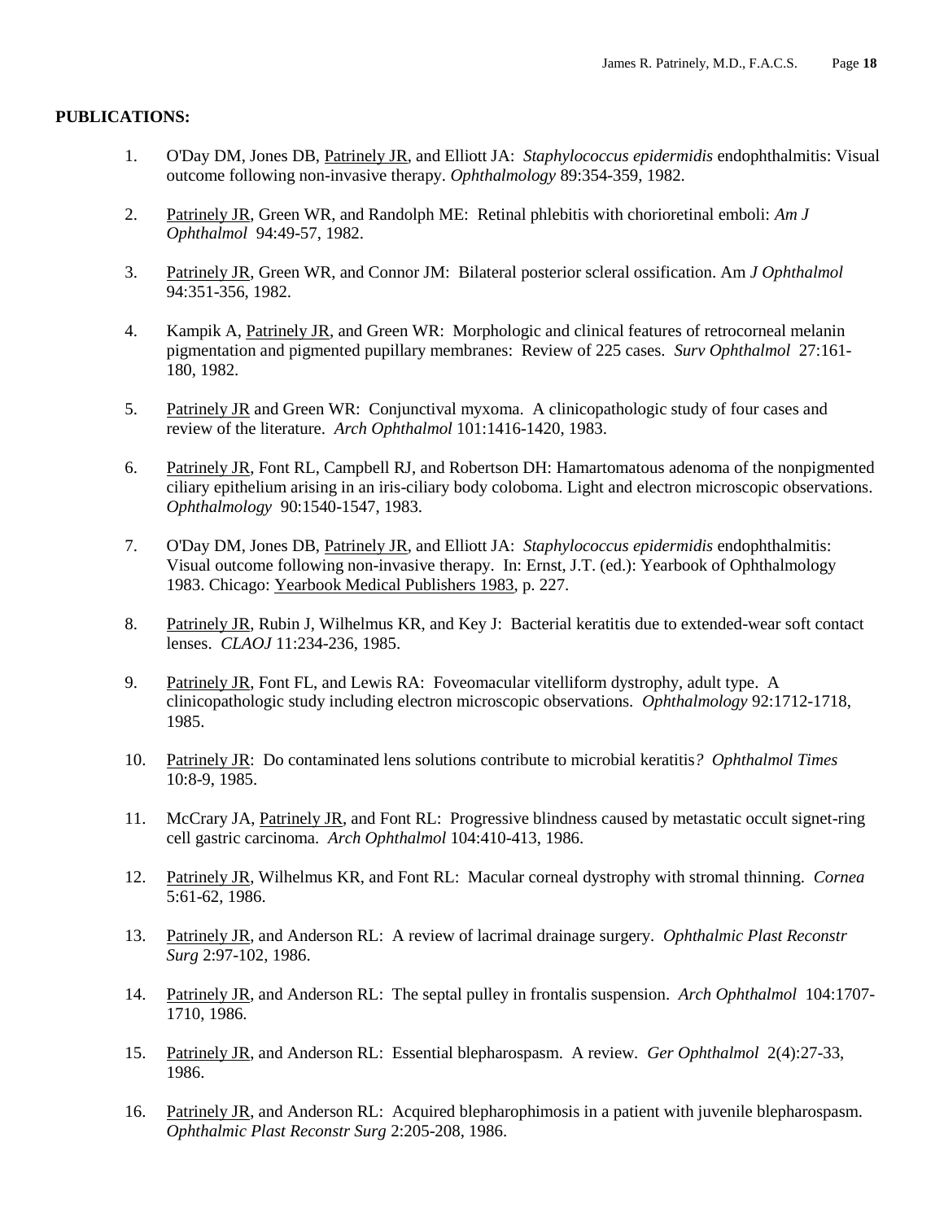**PUBLICATIONS:**

1. O'Day DM, Jones DB, Patrinely JR, and Elliott JA: *Staphylococcus epidermidis* endophthalmitis: Visual outcome following non-invasive therapy. *Ophthalmology* 89:354-359, 1982.

2. Patrinely JR, Green WR, and Randolph ME: Retinal phlebitis with chorioretinal emboli: *Am J Ophthalmol* 94:49-57, 1982.

3. Patrinely JR, Green WR, and Connor JM: Bilateral posterior scleral ossification. Am *J Ophthalmol* 94:351-356, 1982.

4. Kampik A, Patrinely JR, and Green WR: Morphologic and clinical features of retrocorneal melanin pigmentation and pigmented pupillary membranes: Review of 225 cases. *Surv Ophthalmol* 27:161-180, 1982.

5. Patrinely JR and Green WR: Conjunctival myxoma. A clinicopathologic study of four cases and review of the literature. *Arch Ophthalmol* 101:1416-1420, 1983.

6. Patrinely JR, Font RL, Campbell RJ, and Robertson DH: Hamartomatous adenoma of the nonpigmented ciliary epithelium arising in an iris-ciliary body coloboma. Light and electron microscopic observations. *Ophthalmology* 90:1540-1547, 1983.

7. O'Day DM, Jones DB, Patrinely JR, and Elliott JA: *Staphylococcus epidermidis* endophthalmitis: Visual outcome following non-invasive therapy. In: Ernst, J.T. (ed.): Yearbook of Ophthalmology 1983. Chicago: Yearbook Medical Publishers 1983, p. 227.

8. Patrinely JR, Rubin J, Wilhelmus KR, and Key J: Bacterial keratitis due to extended-wear soft contact lenses. *CLAOJ* 11:234-236, 1985.

9. Patrinely JR, Font FL, and Lewis RA: Foveomacular vitelliform dystrophy, adult type. A clinicopathologic study including electron microscopic observations. *Ophthalmology* 92:1712-1718, 1985.

10. Patrinely JR: Do contaminated lens solutions contribute to microbial keratitis*? Ophthalmol Times* 10:8-9, 1985.

11. McCrary JA, Patrinely JR, and Font RL: Progressive blindness caused by metastatic occult signet-ring cell gastric carcinoma. *Arch Ophthalmol* 104:410-413, 1986.

12. Patrinely JR, Wilhelmus KR, and Font RL: Macular corneal dystrophy with stromal thinning. *Cornea* 5:61-62, 1986.

13. Patrinely JR, and Anderson RL: A review of lacrimal drainage surgery. *Ophthalmic Plast Reconstr Surg* 2:97-102, 1986.

14. Patrinely JR, and Anderson RL: The septal pulley in frontalis suspension. *Arch Ophthalmol* 104:1707-1710, 1986.

15. Patrinely JR, and Anderson RL: Essential blepharospasm. A review. *Ger Ophthalmol* 2(4):27-33, 1986.

16. Patrinely JR, and Anderson RL: Acquired blepharophimosis in a patient with juvenile blepharospasm. *Ophthalmic Plast Reconstr Surg* 2:205-208, 1986.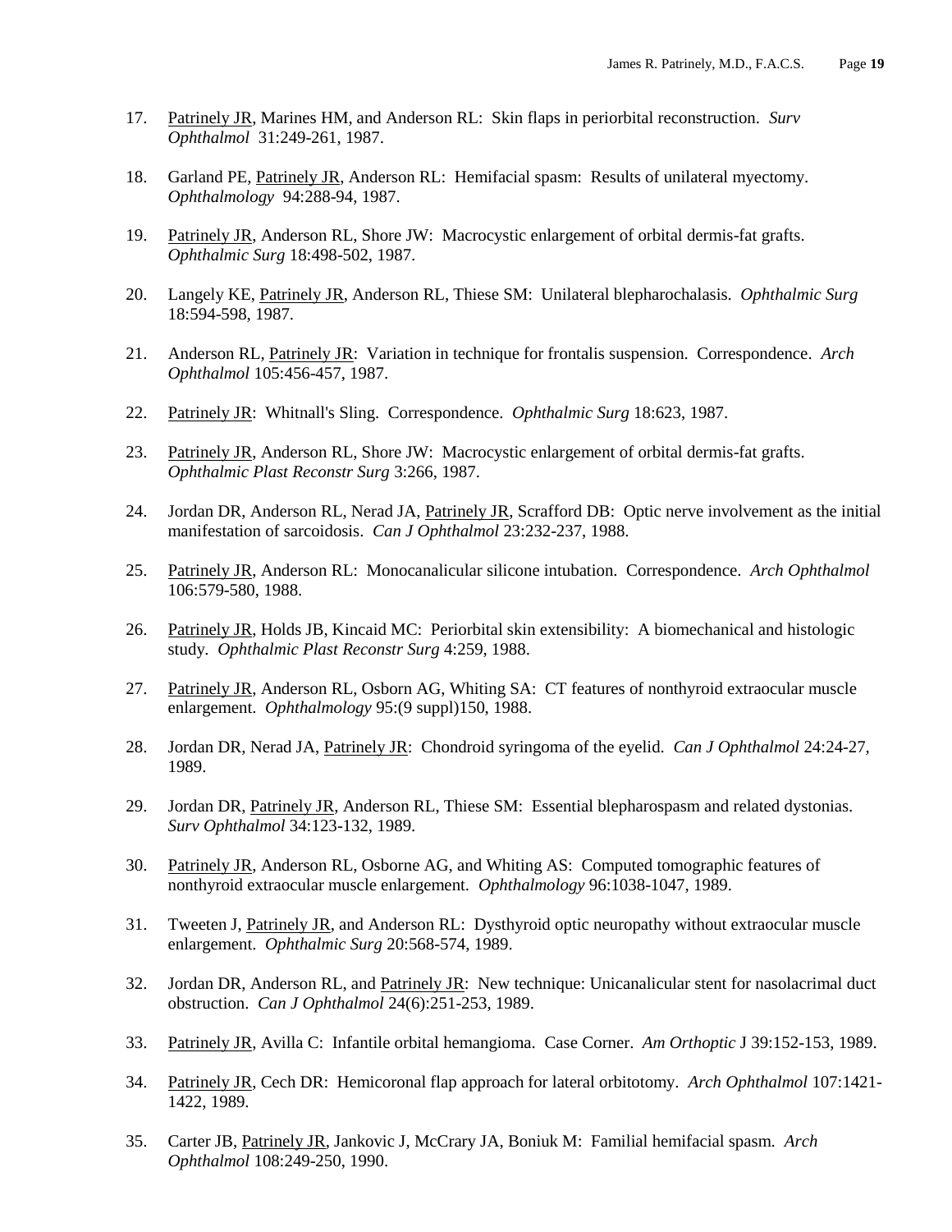17. Patrinely JR, Marines HM, and Anderson RL: Skin flaps in periorbital reconstruction. *Surv Ophthalmol* 31:249-261, 1987.

18. Garland PE, Patrinely JR, Anderson RL: Hemifacial spasm: Results of unilateral myectomy. *Ophthalmology* 94:288-94, 1987.

19. Patrinely JR, Anderson RL, Shore JW: Macrocystic enlargement of orbital dermis-fat grafts. *Ophthalmic Surg* 18:498-502, 1987.

20. Langely KE, Patrinely JR, Anderson RL, Thiese SM: Unilateral blepharochalasis. *Ophthalmic Surg* 18:594-598, 1987.

21. Anderson RL, Patrinely JR: Variation in technique for frontalis suspension. Correspondence. *Arch Ophthalmol* 105:456-457, 1987.

22. Patrinely JR: Whitnall's Sling. Correspondence. *Ophthalmic Surg* 18:623, 1987.

23. Patrinely JR, Anderson RL, Shore JW: Macrocystic enlargement of orbital dermis-fat grafts. *Ophthalmic Plast Reconstr Surg* 3:266, 1987.

24. Jordan DR, Anderson RL, Nerad JA, Patrinely JR, Scrafford DB: Optic nerve involvement as the initial manifestation of sarcoidosis. *Can J Ophthalmol* 23:232-237, 1988.

25. Patrinely JR, Anderson RL: Monocanalicular silicone intubation. Correspondence. *Arch Ophthalmol* 106:579-580, 1988.

26. Patrinely JR, Holds JB, Kincaid MC: Periorbital skin extensibility: A biomechanical and histologic study. *Ophthalmic Plast Reconstr Surg* 4:259, 1988.

27. Patrinely JR, Anderson RL, Osborn AG, Whiting SA: CT features of nonthyroid extraocular muscle enlargement. *Ophthalmology* 95:(9 suppl)150, 1988.

28. Jordan DR, Nerad JA, Patrinely JR: Chondroid syringoma of the eyelid. *Can J Ophthalmol* 24:24-27, 1989.

29. Jordan DR, Patrinely JR, Anderson RL, Thiese SM: Essential blepharospasm and related dystonias. *Surv Ophthalmol* 34:123-132, 1989.

30. Patrinely JR, Anderson RL, Osborne AG, and Whiting AS: Computed tomographic features of nonthyroid extraocular muscle enlargement. *Ophthalmology* 96:1038-1047, 1989.

31. Tweeten J, Patrinely JR, and Anderson RL: Dysthyroid optic neuropathy without extraocular muscle enlargement. *Ophthalmic Surg* 20:568-574, 1989.

32. Jordan DR, Anderson RL, and Patrinely JR: New technique: Unicanalicular stent for nasolacrimal duct obstruction. *Can J Ophthalmol* 24(6):251-253, 1989.

33. Patrinely JR, Avilla C: Infantile orbital hemangioma. Case Corner. *Am Orthoptic* J 39:152-153, 1989.

34. Patrinely JR, Cech DR: Hemicoronal flap approach for lateral orbitotomy. *Arch Ophthalmol* 107:1421-1422, 1989.

35. Carter JB, Patrinely JR, Jankovic J, McCrary JA, Boniuk M: Familial hemifacial spasm. *Arch Ophthalmol* 108:249-250, 1990.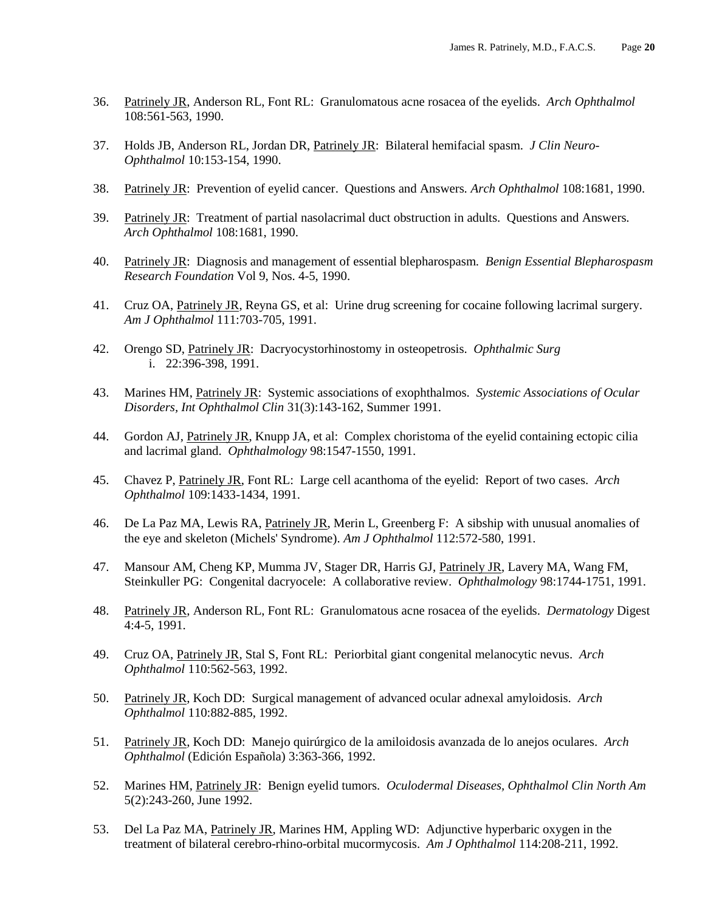36. Patrinely JR, Anderson RL, Font RL: Granulomatous acne rosacea of the eyelids. *Arch Ophthalmol* 108:561-563, 1990.

37. Holds JB, Anderson RL, Jordan DR, Patrinely JR: Bilateral hemifacial spasm. *J Clin Neuro-Ophthalmol* 10:153-154, 1990.

38. Patrinely JR: Prevention of eyelid cancer. Questions and Answers. *Arch Ophthalmol* 108:1681, 1990.

39. Patrinely JR: Treatment of partial nasolacrimal duct obstruction in adults. Questions and Answers. *Arch Ophthalmol* 108:1681, 1990.

40. Patrinely JR: Diagnosis and management of essential blepharospasm. *Benign Essential Blepharospasm Research Foundation* Vol 9, Nos. 4-5, 1990.

41. Cruz OA, Patrinely JR, Reyna GS, et al: Urine drug screening for cocaine following lacrimal surgery. *Am J Ophthalmol* 111:703-705, 1991.

42. Orengo SD, Patrinely JR: Dacryocystorhinostomy in osteopetrosis. *Ophthalmic Surg*
    i. 22:396-398, 1991.

43. Marines HM, Patrinely JR: Systemic associations of exophthalmos. *Systemic Associations of Ocular Disorders, Int Ophthalmol Clin* 31(3):143-162, Summer 1991.

44. Gordon AJ, Patrinely JR, Knupp JA, et al: Complex choristoma of the eyelid containing ectopic cilia and lacrimal gland. *Ophthalmology* 98:1547-1550, 1991.

45. Chavez P, Patrinely JR, Font RL: Large cell acanthoma of the eyelid: Report of two cases. *Arch Ophthalmol* 109:1433-1434, 1991.

46. De La Paz MA, Lewis RA, Patrinely JR, Merin L, Greenberg F: A sibship with unusual anomalies of the eye and skeleton (Michels' Syndrome). *Am J Ophthalmol* 112:572-580, 1991.

47. Mansour AM, Cheng KP, Mumma JV, Stager DR, Harris GJ, Patrinely JR, Lavery MA, Wang FM, Steinkuller PG: Congenital dacryocele: A collaborative review. *Ophthalmology* 98:1744-1751, 1991.

48. Patrinely JR, Anderson RL, Font RL: Granulomatous acne rosacea of the eyelids. *Dermatology* Digest 4:4-5, 1991.

49. Cruz OA, Patrinely JR, Stal S, Font RL: Periorbital giant congenital melanocytic nevus. *Arch Ophthalmol* 110:562-563, 1992.

50. Patrinely JR, Koch DD: Surgical management of advanced ocular adnexal amyloidosis. *Arch Ophthalmol* 110:882-885, 1992.

51. Patrinely JR, Koch DD: Manejo quirúrgico de la amiloidosis avanzada de lo anejos oculares. *Arch Ophthalmol* (Edición Española) 3:363-366, 1992.

52. Marines HM, Patrinely JR: Benign eyelid tumors. *Oculodermal Diseases, Ophthalmol Clin North Am* 5(2):243-260, June 1992.

53. Del La Paz MA, Patrinely JR, Marines HM, Appling WD: Adjunctive hyperbaric oxygen in the treatment of bilateral cerebro-rhino-orbital mucormycosis. *Am J Ophthalmol* 114:208-211, 1992.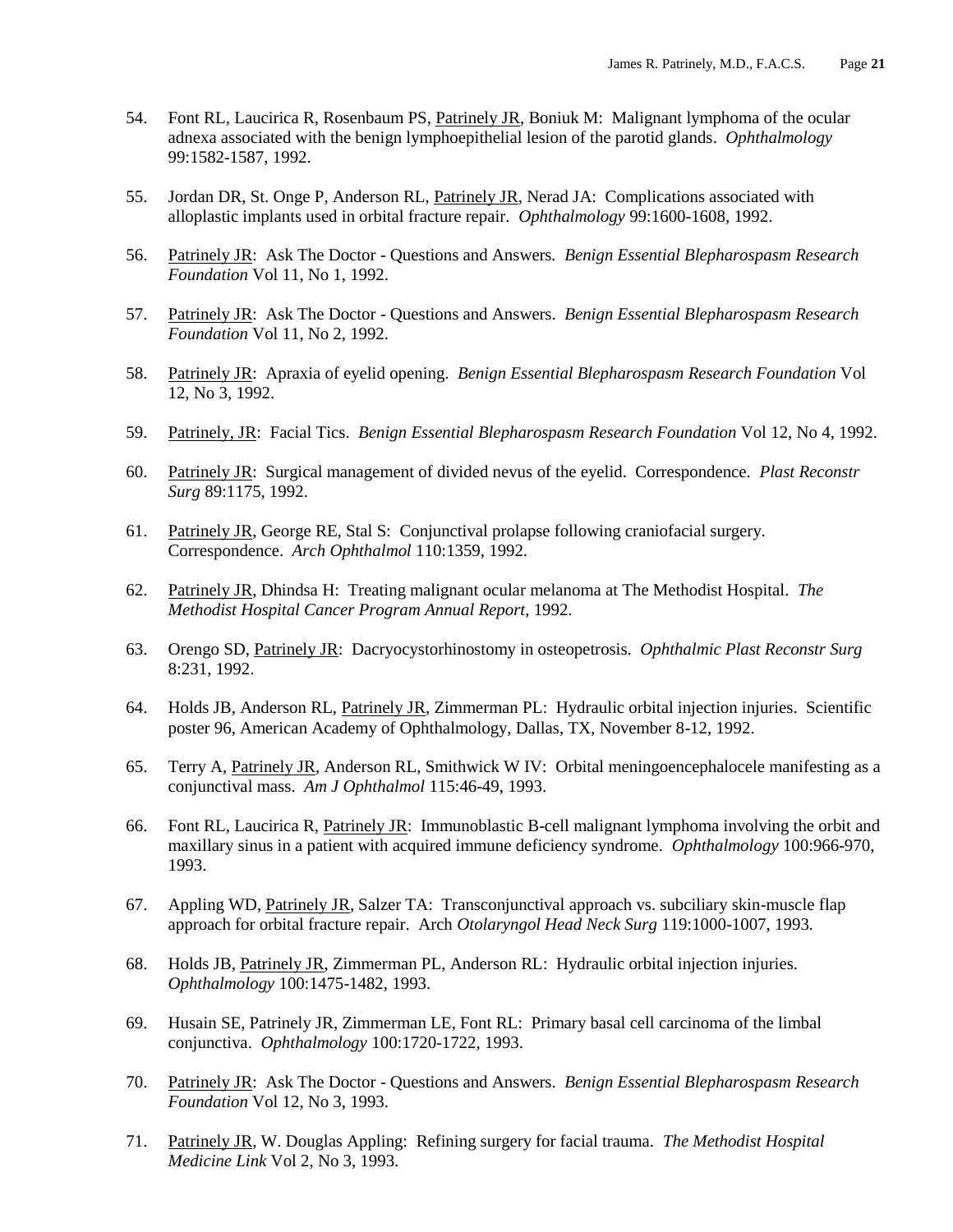54. Font RL, Laucirica R, Rosenbaum PS, Patrinely JR, Boniuk M: Malignant lymphoma of the ocular adnexa associated with the benign lymphoepithelial lesion of the parotid glands. *Ophthalmology* 99:1582-1587, 1992.

55. Jordan DR, St. Onge P, Anderson RL, Patrinely JR, Nerad JA: Complications associated with alloplastic implants used in orbital fracture repair. *Ophthalmology* 99:1600-1608, 1992.

56. Patrinely JR: Ask The Doctor - Questions and Answers. *Benign Essential Blepharospasm Research Foundation* Vol 11, No 1, 1992.

57. Patrinely JR: Ask The Doctor - Questions and Answers. *Benign Essential Blepharospasm Research Foundation* Vol 11, No 2, 1992.

58. Patrinely JR: Apraxia of eyelid opening. *Benign Essential Blepharospasm Research Foundation* Vol 12, No 3, 1992.

59. Patrinely, JR: Facial Tics. *Benign Essential Blepharospasm Research Foundation* Vol 12, No 4, 1992.

60. Patrinely JR: Surgical management of divided nevus of the eyelid. Correspondence. *Plast Reconstr Surg* 89:1175, 1992.

61. Patrinely JR, George RE, Stal S: Conjunctival prolapse following craniofacial surgery. Correspondence. *Arch Ophthalmol* 110:1359, 1992.

62. Patrinely JR, Dhindsa H: Treating malignant ocular melanoma at The Methodist Hospital. *The Methodist Hospital Cancer Program Annual Report*, 1992.

63. Orengo SD, Patrinely JR: Dacryocystorhinostomy in osteopetrosis. *Ophthalmic Plast Reconstr Surg* 8:231, 1992.

64. Holds JB, Anderson RL, Patrinely JR, Zimmerman PL: Hydraulic orbital injection injuries. Scientific poster 96, American Academy of Ophthalmology, Dallas, TX, November 8-12, 1992.

65. Terry A, Patrinely JR, Anderson RL, Smithwick W IV: Orbital meningoencephalocele manifesting as a conjunctival mass. *Am J Ophthalmol* 115:46-49, 1993.

66. Font RL, Laucirica R, Patrinely JR: Immunoblastic B-cell malignant lymphoma involving the orbit and maxillary sinus in a patient with acquired immune deficiency syndrome. *Ophthalmology* 100:966-970, 1993.

67. Appling WD, Patrinely JR, Salzer TA: Transconjunctival approach vs. subciliary skin-muscle flap approach for orbital fracture repair. Arch *Otolaryngol Head Neck Surg* 119:1000-1007, 1993.

68. Holds JB, Patrinely JR, Zimmerman PL, Anderson RL: Hydraulic orbital injection injuries. *Ophthalmology* 100:1475-1482, 1993.

69. Husain SE, Patrinely JR, Zimmerman LE, Font RL: Primary basal cell carcinoma of the limbal conjunctiva. *Ophthalmology* 100:1720-1722, 1993.

70. Patrinely JR: Ask The Doctor - Questions and Answers. *Benign Essential Blepharospasm Research Foundation* Vol 12, No 3, 1993.

71. Patrinely JR, W. Douglas Appling: Refining surgery for facial trauma. *The Methodist Hospital Medicine Link* Vol 2, No 3, 1993.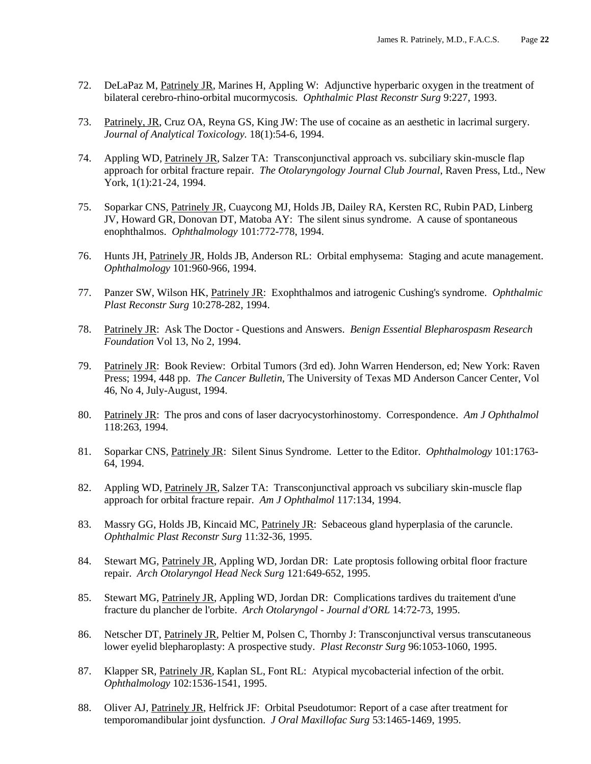72. DeLaPaz M, Patrinely JR, Marines H, Appling W: Adjunctive hyperbaric oxygen in the treatment of bilateral cerebro-rhino-orbital mucormycosis. *Ophthalmic Plast Reconstr Surg* 9:227, 1993.

73. Patrinely, JR, Cruz OA, Reyna GS, King JW: The use of cocaine as an aesthetic in lacrimal surgery. *Journal of Analytical Toxicology.* 18(1):54-6, 1994.

74. Appling WD, Patrinely JR, Salzer TA: Transconjunctival approach vs. subciliary skin-muscle flap approach for orbital fracture repair. *The Otolaryngology Journal Club Journal*, Raven Press, Ltd., New York, 1(1):21-24, 1994.

75. Soparkar CNS, Patrinely JR, Cuaycong MJ, Holds JB, Dailey RA, Kersten RC, Rubin PAD, Linberg JV, Howard GR, Donovan DT, Matoba AY: The silent sinus syndrome. A cause of spontaneous enophthalmos. *Ophthalmology* 101:772-778, 1994.

76. Hunts JH, Patrinely JR, Holds JB, Anderson RL: Orbital emphysema: Staging and acute management. *Ophthalmology* 101:960-966, 1994.

77. Panzer SW, Wilson HK, Patrinely JR: Exophthalmos and iatrogenic Cushing's syndrome. *Ophthalmic Plast Reconstr Surg* 10:278-282, 1994.

78. Patrinely JR: Ask The Doctor - Questions and Answers. *Benign Essential Blepharospasm Research Foundation* Vol 13, No 2, 1994.

79. Patrinely JR: Book Review: Orbital Tumors (3rd ed). John Warren Henderson, ed; New York: Raven Press; 1994, 448 pp. *The Cancer Bulletin*, The University of Texas MD Anderson Cancer Center, Vol 46, No 4, July-August, 1994.

80. Patrinely JR: The pros and cons of laser dacryocystorhinostomy. Correspondence. *Am J Ophthalmol* 118:263, 1994.

81. Soparkar CNS, Patrinely JR: Silent Sinus Syndrome. Letter to the Editor. *Ophthalmology* 101:1763-64, 1994.

82. Appling WD, Patrinely JR, Salzer TA: Transconjunctival approach vs subciliary skin-muscle flap approach for orbital fracture repair. *Am J Ophthalmol* 117:134, 1994.

83. Massry GG, Holds JB, Kincaid MC, Patrinely JR: Sebaceous gland hyperplasia of the caruncle. *Ophthalmic Plast Reconstr Surg* 11:32-36, 1995.

84. Stewart MG, Patrinely JR, Appling WD, Jordan DR: Late proptosis following orbital floor fracture repair. *Arch Otolaryngol Head Neck Surg* 121:649-652, 1995.

85. Stewart MG, Patrinely JR, Appling WD, Jordan DR: Complications tardives du traitement d'une fracture du plancher de l'orbite. *Arch Otolaryngol - Journal d'ORL* 14:72-73, 1995.

86. Netscher DT, Patrinely JR, Peltier M, Polsen C, Thornby J: Transconjunctival versus transcutaneous lower eyelid blepharoplasty: A prospective study. *Plast Reconstr Surg* 96:1053-1060, 1995.

87. Klapper SR, Patrinely JR, Kaplan SL, Font RL: Atypical mycobacterial infection of the orbit. *Ophthalmology* 102:1536-1541, 1995.

88. Oliver AJ, Patrinely JR, Helfrick JF: Orbital Pseudotumor: Report of a case after treatment for temporomandibular joint dysfunction. *J Oral Maxillofac Surg* 53:1465-1469, 1995.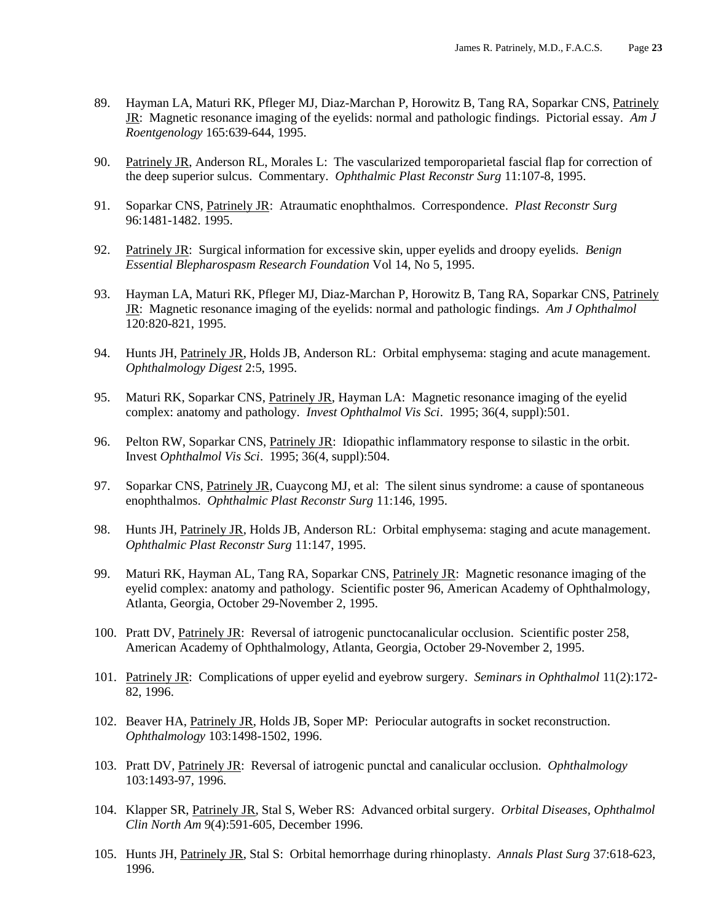89. Hayman LA, Maturi RK, Pfleger MJ, Diaz-Marchan P, Horowitz B, Tang RA, Soparkar CNS, Patrinely JR: Magnetic resonance imaging of the eyelids: normal and pathologic findings. Pictorial essay. *Am J Roentgenology* 165:639-644, 1995.

90. Patrinely JR, Anderson RL, Morales L: The vascularized temporoparietal fascial flap for correction of the deep superior sulcus. Commentary. *Ophthalmic Plast Reconstr Surg* 11:107-8, 1995.

91. Soparkar CNS, Patrinely JR: Atraumatic enophthalmos. Correspondence. *Plast Reconstr Surg* 96:1481-1482. 1995.

92. Patrinely JR: Surgical information for excessive skin, upper eyelids and droopy eyelids. *Benign Essential Blepharospasm Research Foundation* Vol 14, No 5, 1995.

93. Hayman LA, Maturi RK, Pfleger MJ, Diaz-Marchan P, Horowitz B, Tang RA, Soparkar CNS, Patrinely JR: Magnetic resonance imaging of the eyelids: normal and pathologic findings. *Am J Ophthalmol* 120:820-821, 1995.

94. Hunts JH, Patrinely JR, Holds JB, Anderson RL: Orbital emphysema: staging and acute management. *Ophthalmology Digest* 2:5, 1995.

95. Maturi RK, Soparkar CNS, Patrinely JR, Hayman LA: Magnetic resonance imaging of the eyelid complex: anatomy and pathology. *Invest Ophthalmol Vis Sci*. 1995; 36(4, suppl):501.

96. Pelton RW, Soparkar CNS, Patrinely JR: Idiopathic inflammatory response to silastic in the orbit. Invest *Ophthalmol Vis Sci*. 1995; 36(4, suppl):504.

97. Soparkar CNS, Patrinely JR, Cuaycong MJ, et al: The silent sinus syndrome: a cause of spontaneous enophthalmos. *Ophthalmic Plast Reconstr Surg* 11:146, 1995.

98. Hunts JH, Patrinely JR, Holds JB, Anderson RL: Orbital emphysema: staging and acute management. *Ophthalmic Plast Reconstr Surg* 11:147, 1995.

99. Maturi RK, Hayman AL, Tang RA, Soparkar CNS, Patrinely JR: Magnetic resonance imaging of the eyelid complex: anatomy and pathology. Scientific poster 96, American Academy of Ophthalmology, Atlanta, Georgia, October 29-November 2, 1995.

100. Pratt DV, Patrinely JR: Reversal of iatrogenic punctocanalicular occlusion. Scientific poster 258, American Academy of Ophthalmology, Atlanta, Georgia, October 29-November 2, 1995.

101. Patrinely JR: Complications of upper eyelid and eyebrow surgery. *Seminars in Ophthalmol* 11(2):172-82, 1996.

102. Beaver HA, Patrinely JR, Holds JB, Soper MP: Periocular autografts in socket reconstruction. *Ophthalmology* 103:1498-1502, 1996.

103. Pratt DV, Patrinely JR: Reversal of iatrogenic punctal and canalicular occlusion. *Ophthalmology* 103:1493-97, 1996.

104. Klapper SR, Patrinely JR, Stal S, Weber RS: Advanced orbital surgery. *Orbital Diseases, Ophthalmol Clin North Am* 9(4):591-605, December 1996.

105. Hunts JH, Patrinely JR, Stal S: Orbital hemorrhage during rhinoplasty. *Annals Plast Surg* 37:618-623, 1996.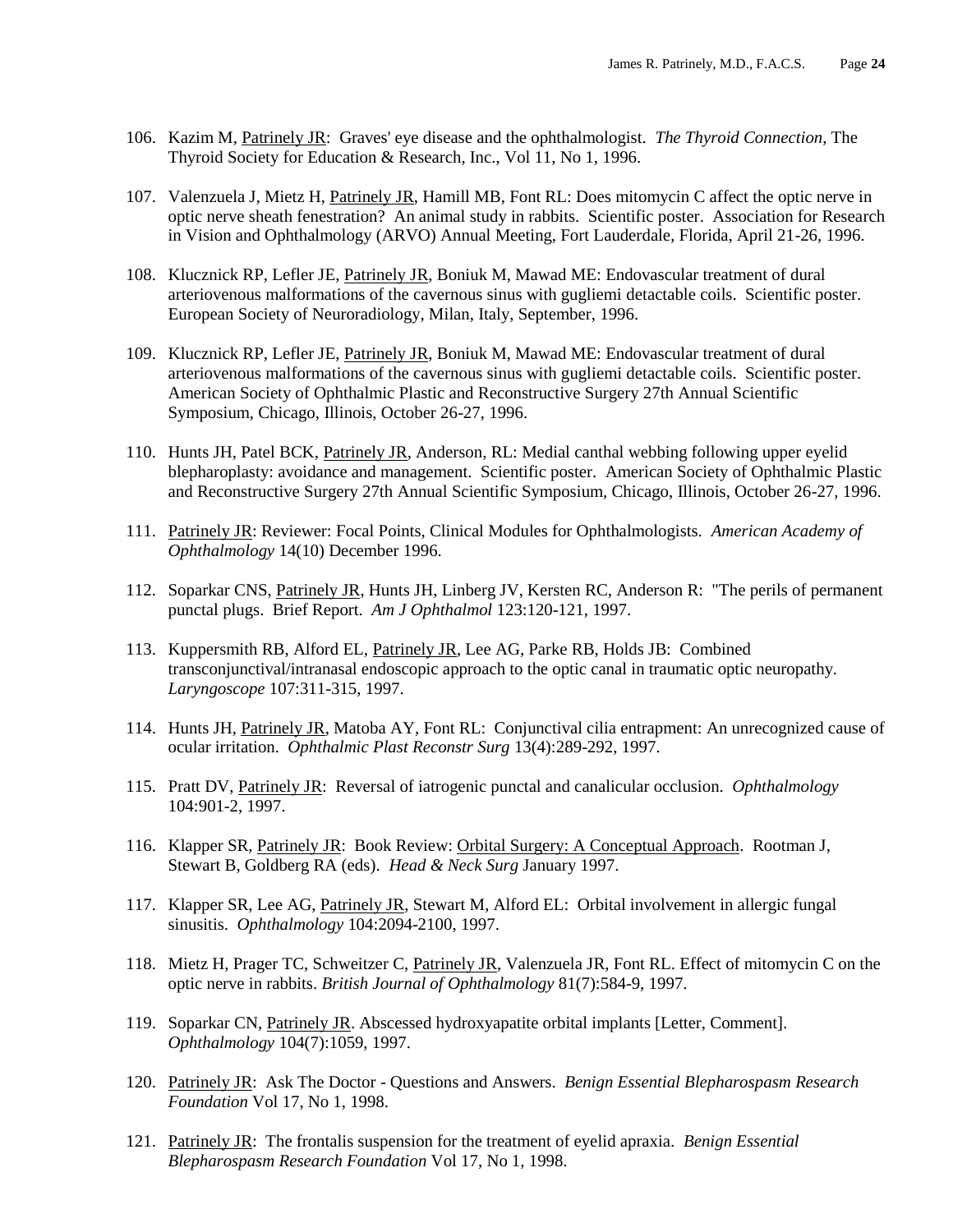106. Kazim M, Patrinely JR: Graves' eye disease and the ophthalmologist. *The Thyroid Connection*, The Thyroid Society for Education & Research, Inc., Vol 11, No 1, 1996.

107. Valenzuela J, Mietz H, Patrinely JR, Hamill MB, Font RL: Does mitomycin C affect the optic nerve in optic nerve sheath fenestration? An animal study in rabbits. Scientific poster. Association for Research in Vision and Ophthalmology (ARVO) Annual Meeting, Fort Lauderdale, Florida, April 21-26, 1996.

108. Klucznick RP, Lefler JE, Patrinely JR, Boniuk M, Mawad ME: Endovascular treatment of dural arteriovenous malformations of the cavernous sinus with gugliemi detactable coils. Scientific poster. European Society of Neuroradiology, Milan, Italy, September, 1996.

109. Klucznick RP, Lefler JE, Patrinely JR, Boniuk M, Mawad ME: Endovascular treatment of dural arteriovenous malformations of the cavernous sinus with gugliemi detactable coils. Scientific poster. American Society of Ophthalmic Plastic and Reconstructive Surgery 27th Annual Scientific Symposium, Chicago, Illinois, October 26-27, 1996.

110. Hunts JH, Patel BCK, Patrinely JR, Anderson, RL: Medial canthal webbing following upper eyelid blepharoplasty: avoidance and management. Scientific poster. American Society of Ophthalmic Plastic and Reconstructive Surgery 27th Annual Scientific Symposium, Chicago, Illinois, October 26-27, 1996.

111. Patrinely JR: Reviewer: Focal Points, Clinical Modules for Ophthalmologists. *American Academy of Ophthalmology* 14(10) December 1996.

112. Soparkar CNS, Patrinely JR, Hunts JH, Linberg JV, Kersten RC, Anderson R: "The perils of permanent punctal plugs. Brief Report. *Am J Ophthalmol* 123:120-121, 1997.

113. Kuppersmith RB, Alford EL, Patrinely JR, Lee AG, Parke RB, Holds JB: Combined transconjunctival/intranasal endoscopic approach to the optic canal in traumatic optic neuropathy. *Laryngoscope* 107:311-315, 1997.

114. Hunts JH, Patrinely JR, Matoba AY, Font RL: Conjunctival cilia entrapment: An unrecognized cause of ocular irritation. *Ophthalmic Plast Reconstr Surg* 13(4):289-292, 1997.

115. Pratt DV, Patrinely JR: Reversal of iatrogenic punctal and canalicular occlusion. *Ophthalmology* 104:901-2, 1997.

116. Klapper SR, Patrinely JR: Book Review: Orbital Surgery: A Conceptual Approach. Rootman J, Stewart B, Goldberg RA (eds). *Head & Neck Surg* January 1997.

117. Klapper SR, Lee AG, Patrinely JR, Stewart M, Alford EL: Orbital involvement in allergic fungal sinusitis. *Ophthalmology* 104:2094-2100, 1997.

118. Mietz H, Prager TC, Schweitzer C, Patrinely JR, Valenzuela JR, Font RL. Effect of mitomycin C on the optic nerve in rabbits. *British Journal of Ophthalmology* 81(7):584-9, 1997.

119. Soparkar CN, Patrinely JR. Abscessed hydroxyapatite orbital implants [Letter, Comment]. *Ophthalmology* 104(7):1059, 1997.

120. Patrinely JR: Ask The Doctor - Questions and Answers. *Benign Essential Blepharospasm Research Foundation* Vol 17, No 1, 1998.

121. Patrinely JR: The frontalis suspension for the treatment of eyelid apraxia. *Benign Essential Blepharospasm Research Foundation* Vol 17, No 1, 1998.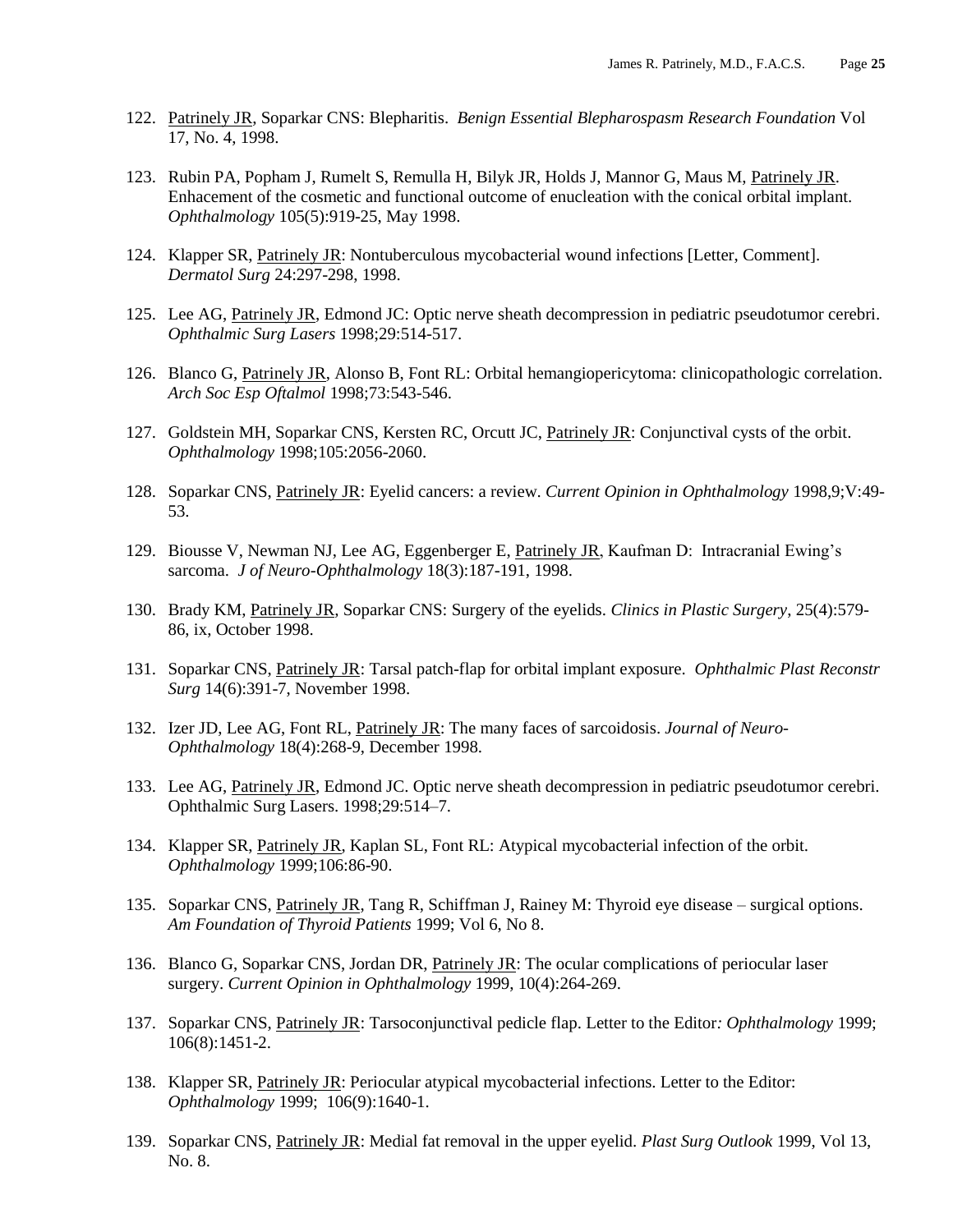122. Patrinely JR, Soparkar CNS: Blepharitis. *Benign Essential Blepharospasm Research Foundation* Vol 17, No. 4, 1998.

123. Rubin PA, Popham J, Rumelt S, Remulla H, Bilyk JR, Holds J, Mannor G, Maus M, Patrinely JR. Enhacement of the cosmetic and functional outcome of enucleation with the conical orbital implant. *Ophthalmology* 105(5):919-25, May 1998.

124. Klapper SR, Patrinely JR: Nontuberculous mycobacterial wound infections [Letter, Comment]. *Dermatol Surg* 24:297-298, 1998.

125. Lee AG, Patrinely JR, Edmond JC: Optic nerve sheath decompression in pediatric pseudotumor cerebri. *Ophthalmic Surg Lasers* 1998;29:514-517.

126. Blanco G, Patrinely JR, Alonso B, Font RL: Orbital hemangiopericytoma: clinicopathologic correlation. *Arch Soc Esp Oftalmol* 1998;73:543-546.

127. Goldstein MH, Soparkar CNS, Kersten RC, Orcutt JC, Patrinely JR: Conjunctival cysts of the orbit. *Ophthalmology* 1998;105:2056-2060.

128. Soparkar CNS, Patrinely JR: Eyelid cancers: a review. *Current Opinion in Ophthalmology* 1998,9;V:49-53.

129. Biousse V, Newman NJ, Lee AG, Eggenberger E, Patrinely JR, Kaufman D: Intracranial Ewing's sarcoma. *J of Neuro-Ophthalmology* 18(3):187-191, 1998.

130. Brady KM, Patrinely JR, Soparkar CNS: Surgery of the eyelids. *Clinics in Plastic Surgery*, 25(4):579-86, ix, October 1998.

131. Soparkar CNS, Patrinely JR: Tarsal patch-flap for orbital implant exposure. *Ophthalmic Plast Reconstr Surg* 14(6):391-7, November 1998.

132. Izer JD, Lee AG, Font RL, Patrinely JR: The many faces of sarcoidosis. *Journal of Neuro-Ophthalmology* 18(4):268-9, December 1998.

133. Lee AG, Patrinely JR, Edmond JC. Optic nerve sheath decompression in pediatric pseudotumor cerebri. Ophthalmic Surg Lasers. 1998;29:514–7.

134. Klapper SR, Patrinely JR, Kaplan SL, Font RL: Atypical mycobacterial infection of the orbit. *Ophthalmology* 1999;106:86-90.

135. Soparkar CNS, Patrinely JR, Tang R, Schiffman J, Rainey M: Thyroid eye disease – surgical options. *Am Foundation of Thyroid Patients* 1999; Vol 6, No 8.

136. Blanco G, Soparkar CNS, Jordan DR, Patrinely JR: The ocular complications of periocular laser surgery. *Current Opinion in Ophthalmology* 1999, 10(4):264-269.

137. Soparkar CNS, Patrinely JR: Tarsoconjunctival pedicle flap. Letter to the Editor*: Ophthalmology* 1999; 106(8):1451-2.

138. Klapper SR, Patrinely JR: Periocular atypical mycobacterial infections. Letter to the Editor: *Ophthalmology* 1999; 106(9):1640-1.

139. Soparkar CNS, Patrinely JR: Medial fat removal in the upper eyelid. *Plast Surg Outlook* 1999, Vol 13, No. 8.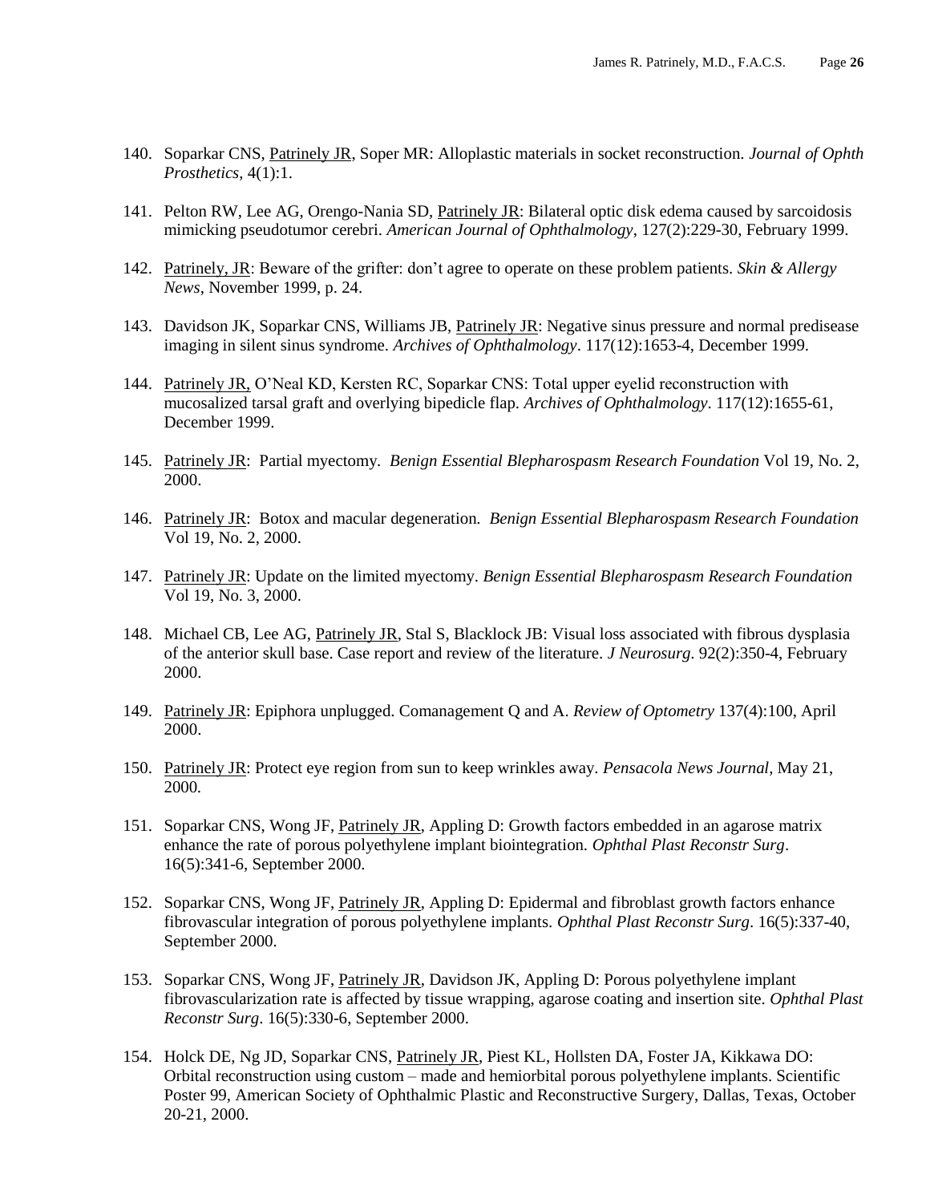140. Soparkar CNS, Patrinely JR, Soper MR: Alloplastic materials in socket reconstruction. *Journal of Ophth Prosthetics*, 4(1):1.

141. Pelton RW, Lee AG, Orengo-Nania SD, Patrinely JR: Bilateral optic disk edema caused by sarcoidosis mimicking pseudotumor cerebri. *American Journal of Ophthalmology*, 127(2):229-30, February 1999.

142. Patrinely, JR: Beware of the grifter: don't agree to operate on these problem patients. *Skin & Allergy News*, November 1999, p. 24.

143. Davidson JK, Soparkar CNS, Williams JB, Patrinely JR: Negative sinus pressure and normal predisease imaging in silent sinus syndrome. *Archives of Ophthalmology*. 117(12):1653-4, December 1999.

144. Patrinely JR, O'Neal KD, Kersten RC, Soparkar CNS: Total upper eyelid reconstruction with mucosalized tarsal graft and overlying bipedicle flap. *Archives of Ophthalmology*. 117(12):1655-61, December 1999.

145. Patrinely JR: Partial myectomy. *Benign Essential Blepharospasm Research Foundation* Vol 19, No. 2, 2000.

146. Patrinely JR: Botox and macular degeneration. *Benign Essential Blepharospasm Research Foundation* Vol 19, No. 2, 2000.

147. Patrinely JR: Update on the limited myectomy. *Benign Essential Blepharospasm Research Foundation* Vol 19, No. 3, 2000.

148. Michael CB, Lee AG, Patrinely JR, Stal S, Blacklock JB: Visual loss associated with fibrous dysplasia of the anterior skull base. Case report and review of the literature. *J Neurosurg*. 92(2):350-4, February 2000.

149. Patrinely JR: Epiphora unplugged. Comanagement Q and A. *Review of Optometry* 137(4):100, April 2000.

150. Patrinely JR: Protect eye region from sun to keep wrinkles away. *Pensacola News Journal*, May 21, 2000.

151. Soparkar CNS, Wong JF, Patrinely JR, Appling D: Growth factors embedded in an agarose matrix enhance the rate of porous polyethylene implant biointegration. *Ophthal Plast Reconstr Surg*. 16(5):341-6, September 2000.

152. Soparkar CNS, Wong JF, Patrinely JR, Appling D: Epidermal and fibroblast growth factors enhance fibrovascular integration of porous polyethylene implants. *Ophthal Plast Reconstr Surg*. 16(5):337-40, September 2000.

153. Soparkar CNS, Wong JF, Patrinely JR, Davidson JK, Appling D: Porous polyethylene implant fibrovascularization rate is affected by tissue wrapping, agarose coating and insertion site. *Ophthal Plast Reconstr Surg*. 16(5):330-6, September 2000.

154. Holck DE, Ng JD, Soparkar CNS, Patrinely JR, Piest KL, Hollsten DA, Foster JA, Kikkawa DO: Orbital reconstruction using custom – made and hemiorbital porous polyethylene implants. Scientific Poster 99, American Society of Ophthalmic Plastic and Reconstructive Surgery, Dallas, Texas, October 20-21, 2000.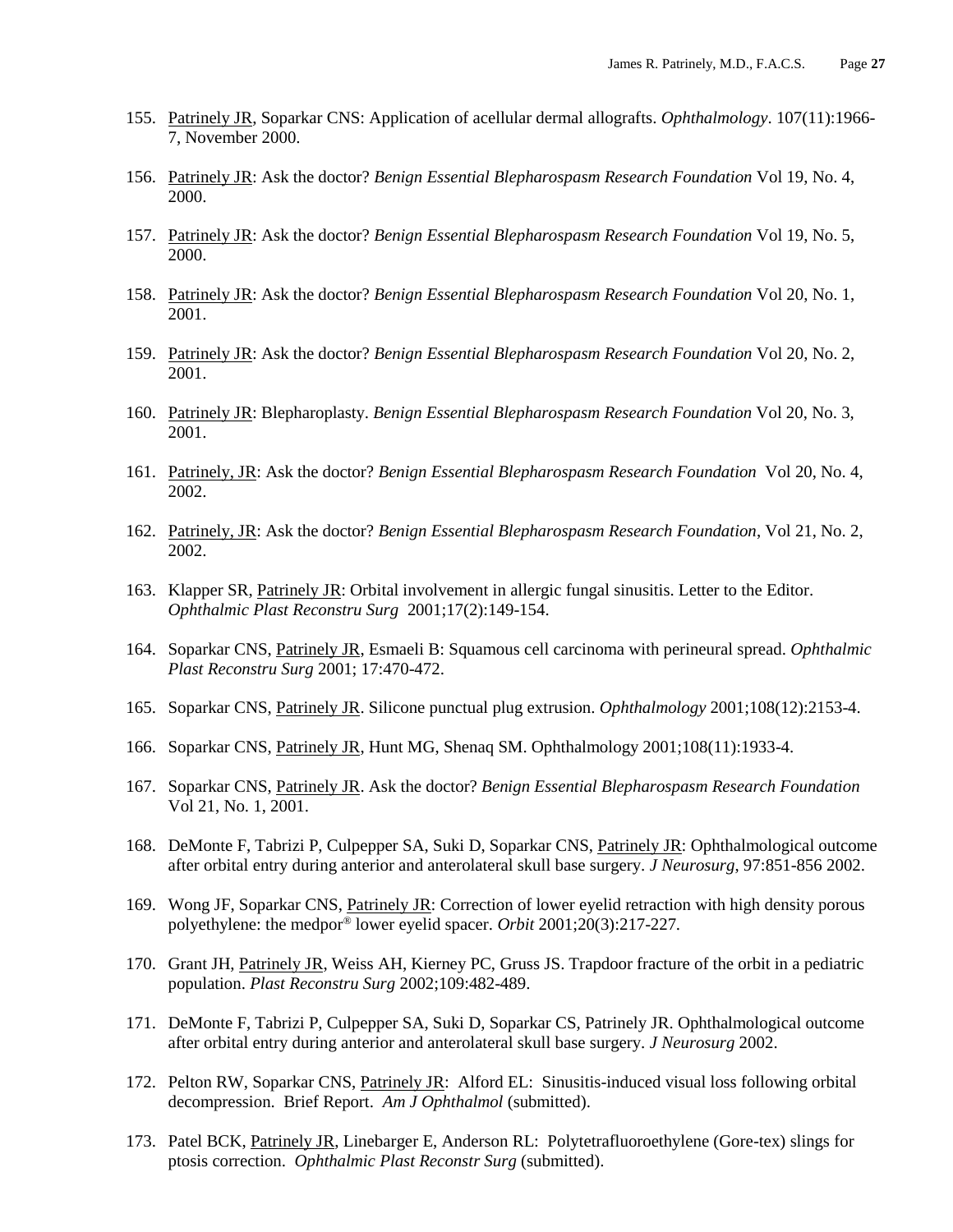155. Patrinely JR, Soparkar CNS: Application of acellular dermal allografts. *Ophthalmology*. 107(11):1966-7, November 2000.

156. Patrinely JR: Ask the doctor? *Benign Essential Blepharospasm Research Foundation* Vol 19, No. 4, 2000.

157. Patrinely JR: Ask the doctor? *Benign Essential Blepharospasm Research Foundation* Vol 19, No. 5, 2000.

158. Patrinely JR: Ask the doctor? *Benign Essential Blepharospasm Research Foundation* Vol 20, No. 1, 2001.

159. Patrinely JR: Ask the doctor? *Benign Essential Blepharospasm Research Foundation* Vol 20, No. 2, 2001.

160. Patrinely JR: Blepharoplasty. *Benign Essential Blepharospasm Research Foundation* Vol 20, No. 3, 2001.

161. Patrinely, JR: Ask the doctor? *Benign Essential Blepharospasm Research Foundation* Vol 20, No. 4, 2002.

162. Patrinely, JR: Ask the doctor? *Benign Essential Blepharospasm Research Foundation*, Vol 21, No. 2, 2002.

163. Klapper SR, Patrinely JR: Orbital involvement in allergic fungal sinusitis. Letter to the Editor. *Ophthalmic Plast Reconstru Surg* 2001;17(2):149-154.

164. Soparkar CNS, Patrinely JR, Esmaeli B: Squamous cell carcinoma with perineural spread. *Ophthalmic Plast Reconstru Surg* 2001; 17:470-472.

165. Soparkar CNS, Patrinely JR. Silicone punctual plug extrusion. *Ophthalmology* 2001;108(12):2153-4.

166. Soparkar CNS, Patrinely JR, Hunt MG, Shenaq SM. Ophthalmology 2001;108(11):1933-4.

167. Soparkar CNS, Patrinely JR. Ask the doctor? *Benign Essential Blepharospasm Research Foundation* Vol 21, No. 1, 2001.

168. DeMonte F, Tabrizi P, Culpepper SA, Suki D, Soparkar CNS, Patrinely JR: Ophthalmological outcome after orbital entry during anterior and anterolateral skull base surgery. *J Neurosurg*, 97:851-856 2002.

169. Wong JF, Soparkar CNS, Patrinely JR: Correction of lower eyelid retraction with high density porous polyethylene: the medpor® lower eyelid spacer. *Orbit* 2001;20(3):217-227.

170. Grant JH, Patrinely JR, Weiss AH, Kierney PC, Gruss JS. Trapdoor fracture of the orbit in a pediatric population. *Plast Reconstru Surg* 2002;109:482-489.

171. DeMonte F, Tabrizi P, Culpepper SA, Suki D, Soparkar CS, Patrinely JR. Ophthalmological outcome after orbital entry during anterior and anterolateral skull base surgery. *J Neurosurg* 2002.

172. Pelton RW, Soparkar CNS, Patrinely JR: Alford EL: Sinusitis-induced visual loss following orbital decompression. Brief Report. *Am J Ophthalmol* (submitted).

173. Patel BCK, Patrinely JR, Linebarger E, Anderson RL: Polytetrafluoroethylene (Gore-tex) slings for ptosis correction. *Ophthalmic Plast Reconstr Surg* (submitted).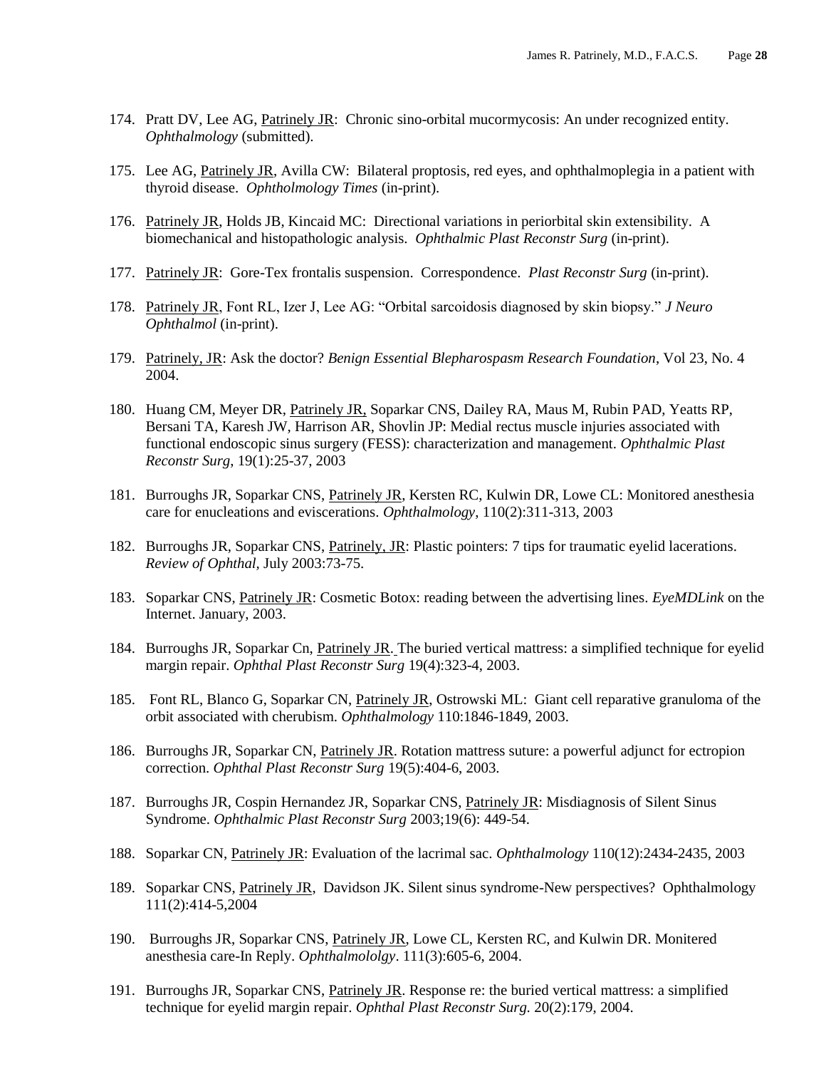174. Pratt DV, Lee AG, <u>Patrinely JR</u>: Chronic sino-orbital mucormycosis: An under recognized entity. *Ophthalmology* (submitted).

175. Lee AG, <u>Patrinely JR</u>, Avilla CW: Bilateral proptosis, red eyes, and ophthalmoplegia in a patient with thyroid disease. *Ophtholmology Times* (in-print).

176. <u>Patrinely JR</u>, Holds JB, Kincaid MC: Directional variations in periorbital skin extensibility. A biomechanical and histopathologic analysis. *Ophthalmic Plast Reconstr Surg* (in-print).

177. <u>Patrinely JR</u>: Gore-Tex frontalis suspension. Correspondence. *Plast Reconstr Surg* (in-print).

178. <u>Patrinely JR</u>, Font RL, Izer J, Lee AG: "Orbital sarcoidosis diagnosed by skin biopsy." *J Neuro Ophthalmol* (in-print).

179. <u>Patrinely, JR</u>: Ask the doctor? *Benign Essential Blepharospasm Research Foundation*, Vol 23, No. 4 2004.

180. Huang CM, Meyer DR, <u>Patrinely JR,</u> Soparkar CNS, Dailey RA, Maus M, Rubin PAD, Yeatts RP, Bersani TA, Karesh JW, Harrison AR, Shovlin JP: Medial rectus muscle injuries associated with functional endoscopic sinus surgery (FESS): characterization and management. *Ophthalmic Plast Reconstr Surg*, 19(1):25-37, 2003

181. Burroughs JR, Soparkar CNS, <u>Patrinely JR</u>, Kersten RC, Kulwin DR, Lowe CL: Monitored anesthesia care for enucleations and eviscerations. *Ophthalmology*, 110(2):311-313, 2003

182. Burroughs JR, Soparkar CNS, <u>Patrinely, JR</u>: Plastic pointers: 7 tips for traumatic eyelid lacerations. *Review of Ophthal*, July 2003:73-75.

183. Soparkar CNS, <u>Patrinely JR</u>: Cosmetic Botox: reading between the advertising lines. *EyeMDLink* on the Internet. January, 2003.

184. Burroughs JR, Soparkar Cn, <u>Patrinely JR.</u> The buried vertical mattress: a simplified technique for eyelid margin repair. *Ophthal Plast Reconstr Surg* 19(4):323-4, 2003.

185. Font RL, Blanco G, Soparkar CN, <u>Patrinely JR</u>, Ostrowski ML: Giant cell reparative granuloma of the orbit associated with cherubism. *Ophthalmology* 110:1846-1849, 2003.

186. Burroughs JR, Soparkar CN, <u>Patrinely JR</u>. Rotation mattress suture: a powerful adjunct for ectropion correction. *Ophthal Plast Reconstr Surg* 19(5):404-6, 2003.

187. Burroughs JR, Cospin Hernandez JR, Soparkar CNS, <u>Patrinely JR</u>: Misdiagnosis of Silent Sinus Syndrome. *Ophthalmic Plast Reconstr Surg* 2003;19(6): 449-54.

188. Soparkar CN, <u>Patrinely JR</u>: Evaluation of the lacrimal sac. *Ophthalmology* 110(12):2434-2435, 2003

189. Soparkar CNS, <u>Patrinely JR</u>, Davidson JK. Silent sinus syndrome-New perspectives? Ophthalmology 111(2):414-5,2004

190. Burroughs JR, Soparkar CNS, <u>Patrinely JR</u>, Lowe CL, Kersten RC, and Kulwin DR. Monitered anesthesia care-In Reply. *Ophthalmololgy*. 111(3):605-6, 2004.

191. Burroughs JR, Soparkar CNS, <u>Patrinely JR</u>. Response re: the buried vertical mattress: a simplified technique for eyelid margin repair. *Ophthal Plast Reconstr Surg.* 20(2):179, 2004.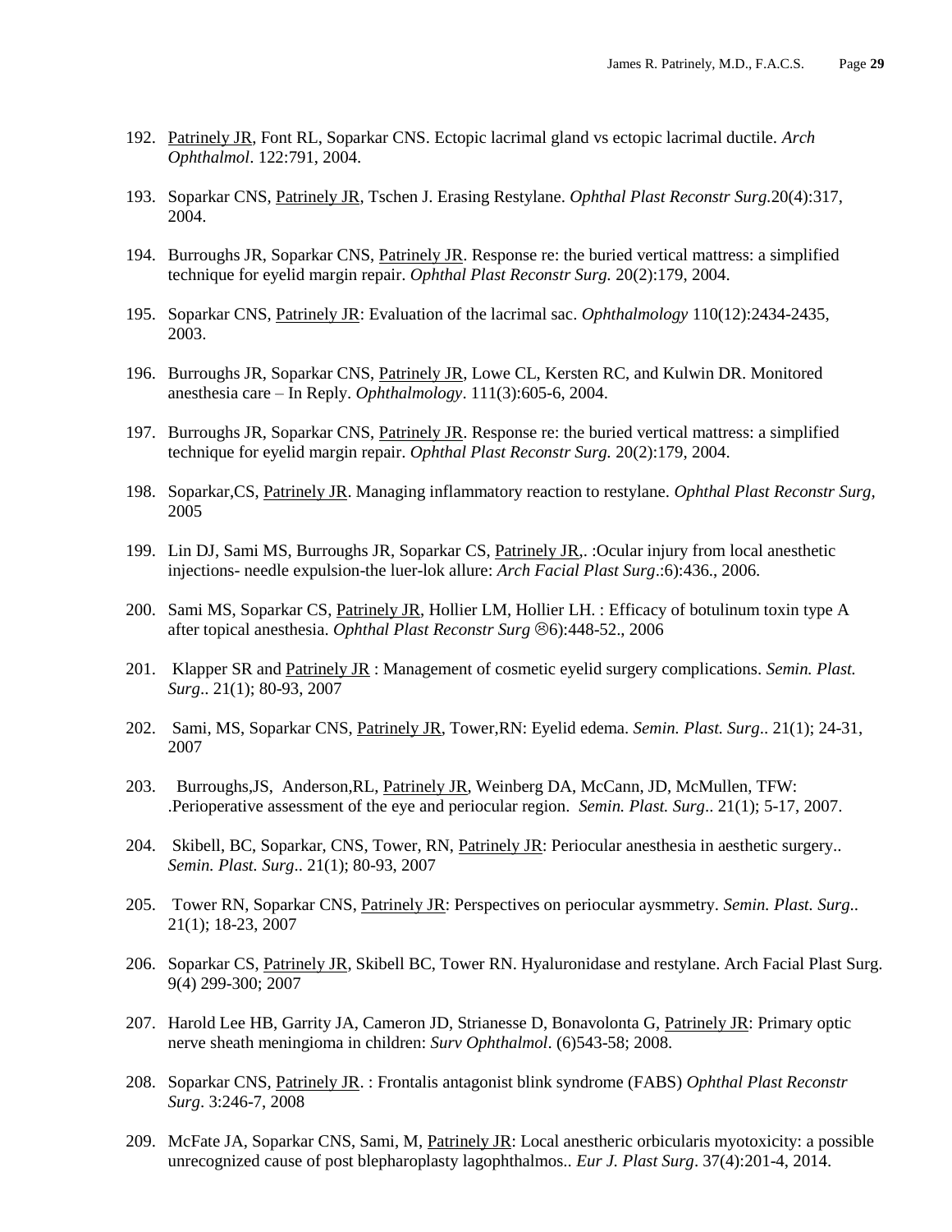192. Patrinely JR, Font RL, Soparkar CNS. Ectopic lacrimal gland vs ectopic lacrimal ductile. *Arch Ophthalmol*. 122:791, 2004.

193. Soparkar CNS, Patrinely JR, Tschen J. Erasing Restylane. *Ophthal Plast Reconstr Surg.*20(4):317, 2004.

194. Burroughs JR, Soparkar CNS, Patrinely JR. Response re: the buried vertical mattress: a simplified technique for eyelid margin repair. *Ophthal Plast Reconstr Surg.* 20(2):179, 2004.

195. Soparkar CNS, Patrinely JR: Evaluation of the lacrimal sac. *Ophthalmology* 110(12):2434-2435, 2003.

196. Burroughs JR, Soparkar CNS, Patrinely JR, Lowe CL, Kersten RC, and Kulwin DR. Monitored anesthesia care – In Reply. *Ophthalmology*. 111(3):605-6, 2004.

197. Burroughs JR, Soparkar CNS, Patrinely JR. Response re: the buried vertical mattress: a simplified technique for eyelid margin repair. *Ophthal Plast Reconstr Surg.* 20(2):179, 2004.

198. Soparkar,CS, Patrinely JR. Managing inflammatory reaction to restylane. *Ophthal Plast Reconstr Surg,* 2005

199. Lin DJ, Sami MS, Burroughs JR, Soparkar CS, Patrinely JR,. :Ocular injury from local anesthetic injections- needle expulsion-the luer-lok allure: *Arch Facial Plast Surg*.:6):436., 2006.

200. Sami MS, Soparkar CS, Patrinely JR, Hollier LM, Hollier LH. : Efficacy of botulinum toxin type A after topical anesthesia. *Ophthal Plast Reconstr Surg* ☹6):448-52., 2006

201. Klapper SR and Patrinely JR : Management of cosmetic eyelid surgery complications. *Semin. Plast. Surg*.. 21(1); 80-93, 2007

202. Sami, MS, Soparkar CNS, Patrinely JR, Tower,RN: Eyelid edema. *Semin. Plast. Surg*.. 21(1); 24-31, 2007

203. Burroughs,JS, Anderson,RL, Patrinely JR, Weinberg DA, McCann, JD, McMullen, TFW: .Perioperative assessment of the eye and periocular region. *Semin. Plast. Surg*.. 21(1); 5-17, 2007.

204. Skibell, BC, Soparkar, CNS, Tower, RN, Patrinely JR: Periocular anesthesia in aesthetic surgery.. *Semin. Plast. Surg*.. 21(1); 80-93, 2007

205. Tower RN, Soparkar CNS, Patrinely JR: Perspectives on periocular aysmmetry. *Semin. Plast. Surg*.. 21(1); 18-23, 2007

206. Soparkar CS, Patrinely JR, Skibell BC, Tower RN. Hyaluronidase and restylane. Arch Facial Plast Surg. 9(4) 299-300; 2007

207. Harold Lee HB, Garrity JA, Cameron JD, Strianesse D, Bonavolonta G, Patrinely JR: Primary optic nerve sheath meningioma in children: *Surv Ophthalmol*. (6)543-58; 2008.

208. Soparkar CNS, Patrinely JR. : Frontalis antagonist blink syndrome (FABS) *Ophthal Plast Reconstr Surg*. 3:246-7, 2008

209. McFate JA, Soparkar CNS, Sami, M, Patrinely JR: Local anestheric orbicularis myotoxicity: a possible unrecognized cause of post blepharoplasty lagophthalmos.. *Eur J. Plast Surg*. 37(4):201-4, 2014.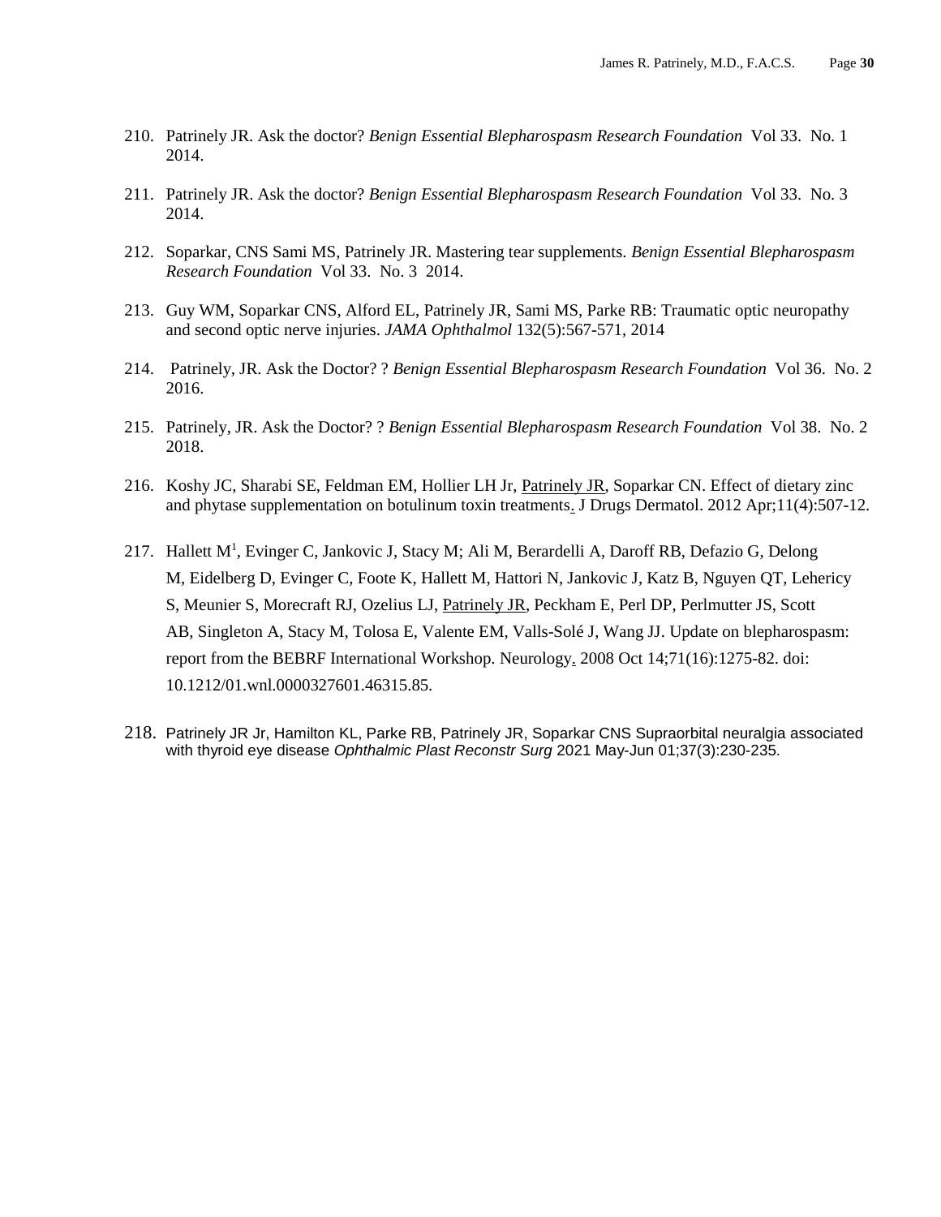210. Patrinely JR. Ask the doctor? *Benign Essential Blepharospasm Research Foundation* Vol 33. No. 1 2014.

211. Patrinely JR. Ask the doctor? *Benign Essential Blepharospasm Research Foundation* Vol 33. No. 3 2014.

212. Soparkar, CNS Sami MS, Patrinely JR. Mastering tear supplements. *Benign Essential Blepharospasm Research Foundation* Vol 33. No. 3 2014.

213. Guy WM, Soparkar CNS, Alford EL, Patrinely JR, Sami MS, Parke RB: Traumatic optic neuropathy and second optic nerve injuries. *JAMA Ophthalmol* 132(5):567-571, 2014

214. Patrinely, JR. Ask the Doctor? ? *Benign Essential Blepharospasm Research Foundation* Vol 36. No. 2 2016.

215. Patrinely, JR. Ask the Doctor? ? *Benign Essential Blepharospasm Research Foundation* Vol 38. No. 2 2018.

216. Koshy JC, Sharabi SE, Feldman EM, Hollier LH Jr, Patrinely JR, Soparkar CN. Effect of dietary zinc and phytase supplementation on botulinum toxin treatments. J Drugs Dermatol. 2012 Apr;11(4):507-12.

217. Hallett M[1], Evinger C, Jankovic J, Stacy M; Ali M, Berardelli A, Daroff RB, Defazio G, Delong M, Eidelberg D, Evinger C, Foote K, Hallett M, Hattori N, Jankovic J, Katz B, Nguyen QT, Lehericy S, Meunier S, Morecraft RJ, Ozelius LJ, Patrinely JR, Peckham E, Perl DP, Perlmutter JS, Scott AB, Singleton A, Stacy M, Tolosa E, Valente EM, Valls-Solé J, Wang JJ. Update on blepharospasm: report from the BEBRF International Workshop. Neurology. 2008 Oct 14;71(16):1275-82. doi: 10.1212/01.wnl.0000327601.46315.85.

218. Patrinely JR Jr, Hamilton KL, Parke RB, Patrinely JR, Soparkar CNS Supraorbital neuralgia associated with thyroid eye disease *Ophthalmic Plast Reconstr Surg* 2021 May-Jun 01;37(3):230-235.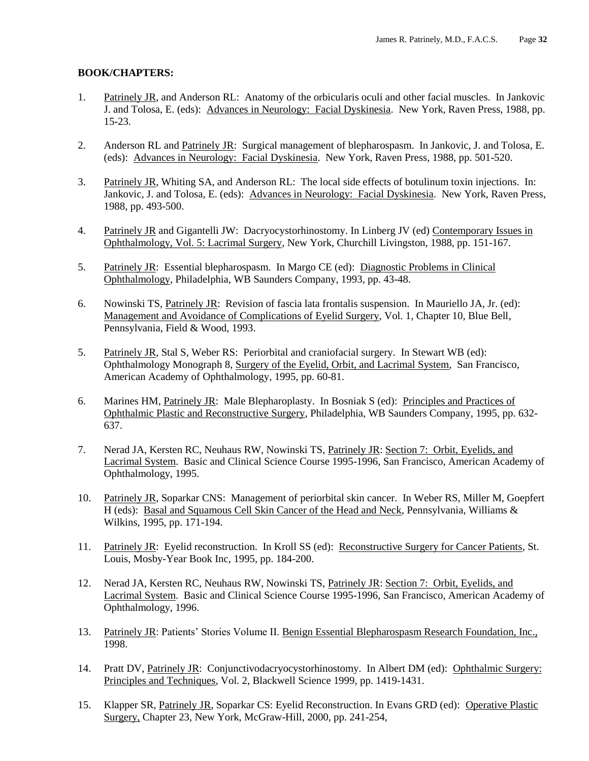**BOOK/CHAPTERS:**

1. Patrinely JR, and Anderson RL: Anatomy of the orbicularis oculi and other facial muscles. In Jankovic J. and Tolosa, E. (eds): Advances in Neurology: Facial Dyskinesia. New York, Raven Press, 1988, pp. 15-23.

2. Anderson RL and Patrinely JR: Surgical management of blepharospasm. In Jankovic, J. and Tolosa, E. (eds): Advances in Neurology: Facial Dyskinesia. New York, Raven Press, 1988, pp. 501-520.

3. Patrinely JR, Whiting SA, and Anderson RL: The local side effects of botulinum toxin injections. In: Jankovic, J. and Tolosa, E. (eds): Advances in Neurology: Facial Dyskinesia. New York, Raven Press, 1988, pp. 493-500.

4. Patrinely JR and Gigantelli JW: Dacryocystorhinostomy. In Linberg JV (ed) Contemporary Issues in Ophthalmology, Vol. 5: Lacrimal Surgery, New York, Churchill Livingston, 1988, pp. 151-167.

5. Patrinely JR: Essential blepharospasm. In Margo CE (ed): Diagnostic Problems in Clinical Ophthalmology, Philadelphia, WB Saunders Company, 1993, pp. 43-48.

6. Nowinski TS, Patrinely JR: Revision of fascia lata frontalis suspension. In Mauriello JA, Jr. (ed): Management and Avoidance of Complications of Eyelid Surgery, Vol. 1, Chapter 10, Blue Bell, Pennsylvania, Field & Wood, 1993.

5. Patrinely JR, Stal S, Weber RS: Periorbital and craniofacial surgery. In Stewart WB (ed): Ophthalmology Monograph 8, Surgery of the Eyelid, Orbit, and Lacrimal System, San Francisco, American Academy of Ophthalmology, 1995, pp. 60-81.

6. Marines HM, Patrinely JR: Male Blepharoplasty. In Bosniak S (ed): Principles and Practices of Ophthalmic Plastic and Reconstructive Surgery, Philadelphia, WB Saunders Company, 1995, pp. 632-637.

7. Nerad JA, Kersten RC, Neuhaus RW, Nowinski TS, Patrinely JR: Section 7: Orbit, Eyelids, and Lacrimal System. Basic and Clinical Science Course 1995-1996, San Francisco, American Academy of Ophthalmology, 1995.

10. Patrinely JR, Soparkar CNS: Management of periorbital skin cancer. In Weber RS, Miller M, Goepfert H (eds): Basal and Squamous Cell Skin Cancer of the Head and Neck, Pennsylvania, Williams & Wilkins, 1995, pp. 171-194.

11. Patrinely JR: Eyelid reconstruction. In Kroll SS (ed): Reconstructive Surgery for Cancer Patients, St. Louis, Mosby-Year Book Inc, 1995, pp. 184-200.

12. Nerad JA, Kersten RC, Neuhaus RW, Nowinski TS, Patrinely JR: Section 7: Orbit, Eyelids, and Lacrimal System. Basic and Clinical Science Course 1995-1996, San Francisco, American Academy of Ophthalmology, 1996.

13. Patrinely JR: Patients' Stories Volume II. Benign Essential Blepharospasm Research Foundation, Inc., 1998.

14. Pratt DV, Patrinely JR: Conjunctivodacryocystorhinostomy. In Albert DM (ed): Ophthalmic Surgery: Principles and Techniques, Vol. 2, Blackwell Science 1999, pp. 1419-1431.

15. Klapper SR, Patrinely JR, Soparkar CS: Eyelid Reconstruction. In Evans GRD (ed): Operative Plastic Surgery, Chapter 23, New York, McGraw-Hill, 2000, pp. 241-254,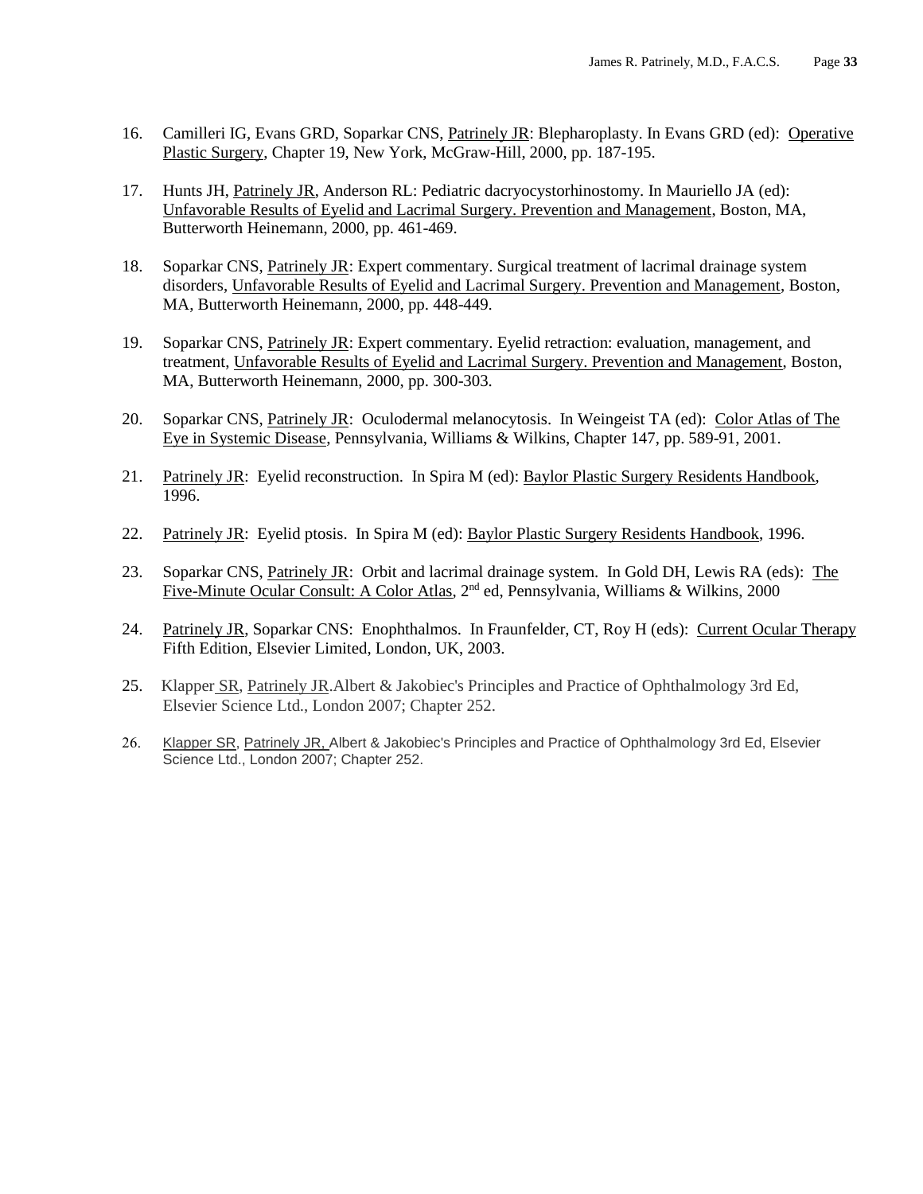16. Camilleri IG, Evans GRD, Soparkar CNS, Patrinely JR: Blepharoplasty. In Evans GRD (ed): Operative Plastic Surgery, Chapter 19, New York, McGraw-Hill, 2000, pp. 187-195.

17. Hunts JH, Patrinely JR, Anderson RL: Pediatric dacryocystorhinostomy. In Mauriello JA (ed): Unfavorable Results of Eyelid and Lacrimal Surgery. Prevention and Management, Boston, MA, Butterworth Heinemann, 2000, pp. 461-469.

18. Soparkar CNS, Patrinely JR: Expert commentary. Surgical treatment of lacrimal drainage system disorders, Unfavorable Results of Eyelid and Lacrimal Surgery. Prevention and Management, Boston, MA, Butterworth Heinemann, 2000, pp. 448-449.

19. Soparkar CNS, Patrinely JR: Expert commentary. Eyelid retraction: evaluation, management, and treatment, Unfavorable Results of Eyelid and Lacrimal Surgery. Prevention and Management, Boston, MA, Butterworth Heinemann, 2000, pp. 300-303.

20. Soparkar CNS, Patrinely JR: Oculodermal melanocytosis. In Weingeist TA (ed): Color Atlas of The Eye in Systemic Disease, Pennsylvania, Williams & Wilkins, Chapter 147, pp. 589-91, 2001.

21. Patrinely JR: Eyelid reconstruction. In Spira M (ed): Baylor Plastic Surgery Residents Handbook, 1996.

22. Patrinely JR: Eyelid ptosis. In Spira M (ed): Baylor Plastic Surgery Residents Handbook, 1996.

23. Soparkar CNS, Patrinely JR: Orbit and lacrimal drainage system. In Gold DH, Lewis RA (eds): The Five-Minute Ocular Consult: A Color Atlas, 2nd ed, Pennsylvania, Williams & Wilkins, 2000

24. Patrinely JR, Soparkar CNS: Enophthalmos. In Fraunfelder, CT, Roy H (eds): Current Ocular Therapy Fifth Edition, Elsevier Limited, London, UK, 2003.

25. Klapper SR, Patrinely JR.Albert & Jakobiec's Principles and Practice of Ophthalmology 3rd Ed, Elsevier Science Ltd., London 2007; Chapter 252.

26. Klapper SR, Patrinely JR, Albert & Jakobiec's Principles and Practice of Ophthalmology 3rd Ed, Elsevier Science Ltd., London 2007; Chapter 252.